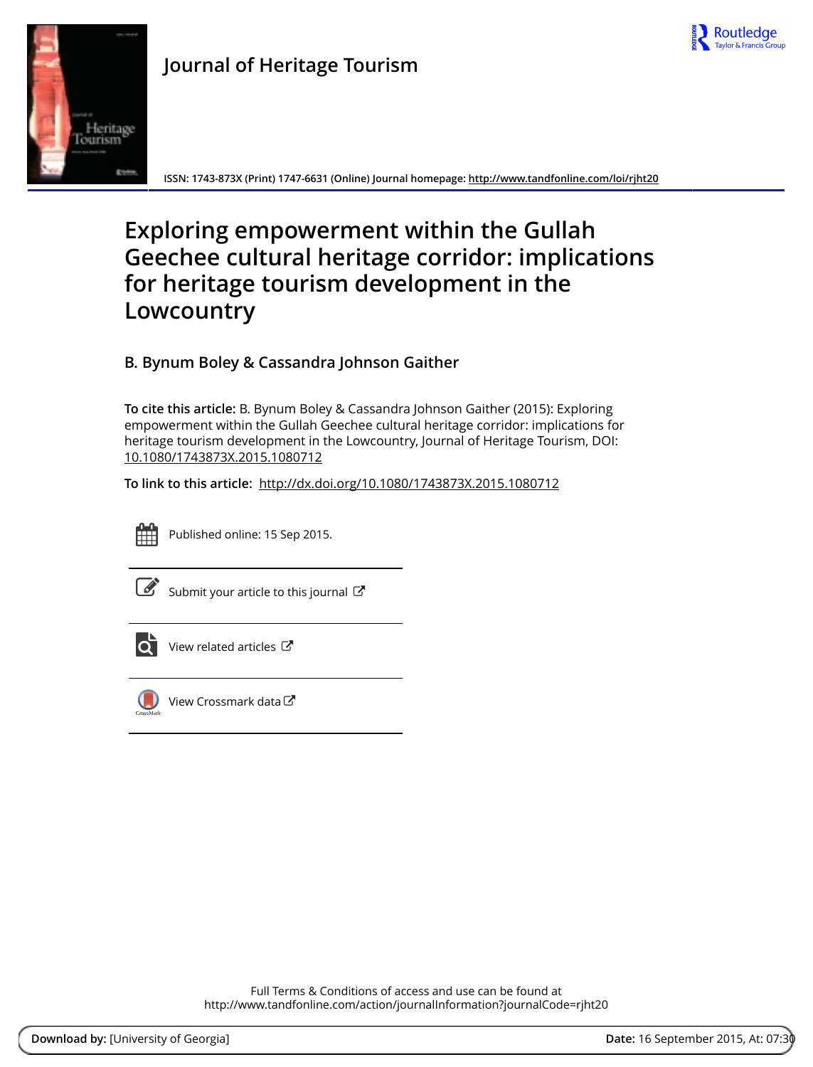Journal of Heritage Tourism

ISSN: 1743-873X (Print) 1747-6631 (Online) Journal homepage: http://www.tandfonline.com/loi/rjht20

# Exploring empowerment within the Gullah Geechee cultural heritage corridor: implications for heritage tourism development in the Lowcountry

## B. Bynum Boley & Cassandra Johnson Gaither

**To cite this article:** B. Bynum Boley & Cassandra Johnson Gaither (2015): Exploring empowerment within the Gullah Geechee cultural heritage corridor: implications for heritage tourism development in the Lowcountry, Journal of Heritage Tourism, DOI: 10.1080/1743873X.2015.1080712

**To link to this article:** http://dx.doi.org/10.1080/1743873X.2015.1080712

Published online: 15 Sep 2015.

Submit your article to this journal

View related articles

View Crossmark data

Full Terms & Conditions of access and use can be found at
http://www.tandfonline.com/action/journalInformation?journalCode=rjht20

**Download by:** [University of Georgia] **Date:** 16 September 2015, At: 07:30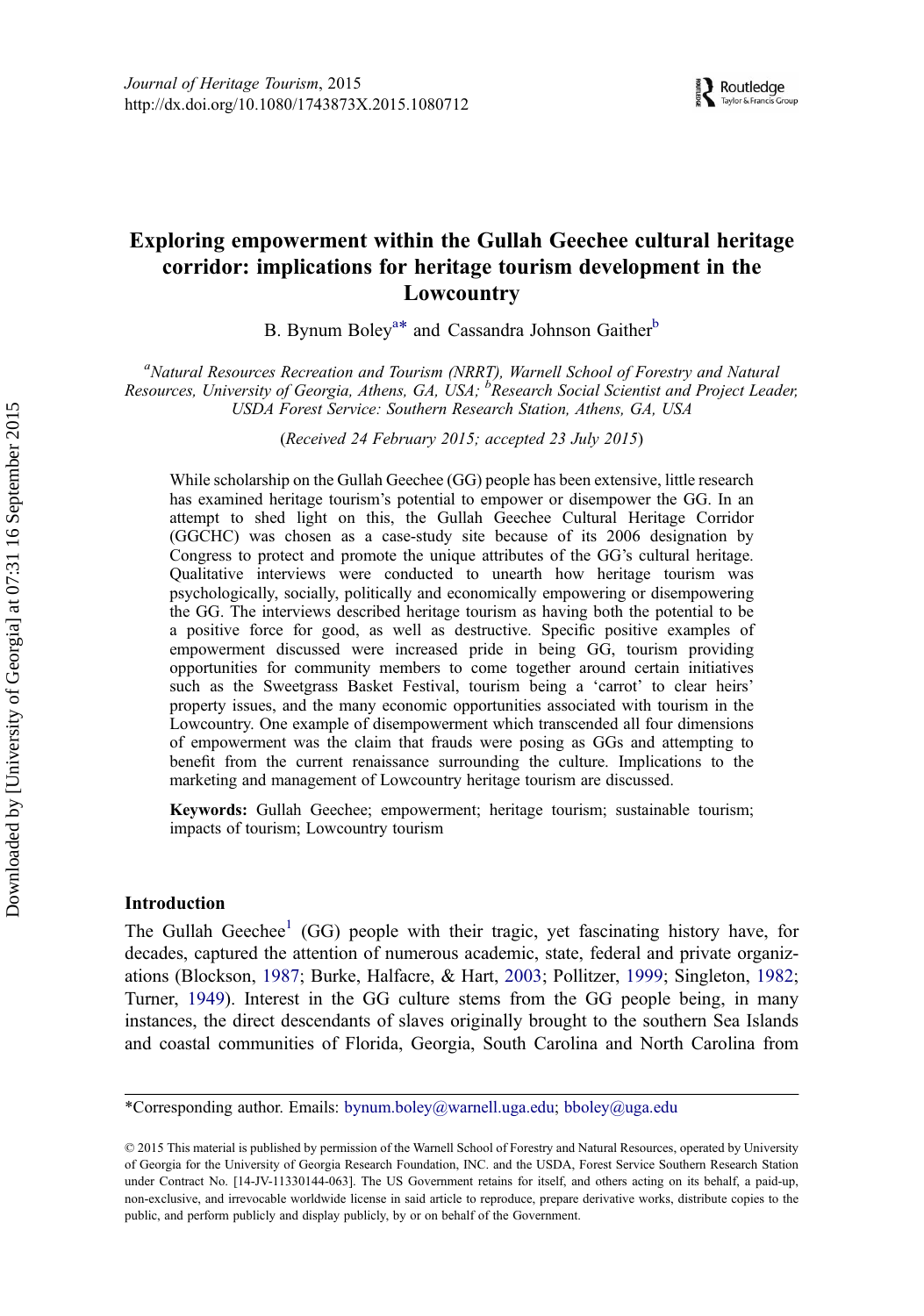Journal of Heritage Tourism, 2015
http://dx.doi.org/10.1080/1743873X.2015.1080712

# Exploring empowerment within the Gullah Geechee cultural heritage corridor: implications for heritage tourism development in the Lowcountry

B. Bynum Boley[a*] and Cassandra Johnson Gaither[b]

[a]Natural Resources Recreation and Tourism (NRRT), Warnell School of Forestry and Natural Resources, University of Georgia, Athens, GA, USA; [b]Research Social Scientist and Project Leader, USDA Forest Service: Southern Research Station, Athens, GA, USA

(*Received 24 February 2015; accepted 23 July 2015*)

While scholarship on the Gullah Geechee (GG) people has been extensive, little research has examined heritage tourism's potential to empower or disempower the GG. In an attempt to shed light on this, the Gullah Geechee Cultural Heritage Corridor (GGCHC) was chosen as a case-study site because of its 2006 designation by Congress to protect and promote the unique attributes of the GG's cultural heritage. Qualitative interviews were conducted to unearth how heritage tourism was psychologically, socially, politically and economically empowering or disempowering the GG. The interviews described heritage tourism as having both the potential to be a positive force for good, as well as destructive. Specific positive examples of empowerment discussed were increased pride in being GG, tourism providing opportunities for community members to come together around certain initiatives such as the Sweetgrass Basket Festival, tourism being a 'carrot' to clear heirs' property issues, and the many economic opportunities associated with tourism in the Lowcountry. One example of disempowerment which transcended all four dimensions of empowerment was the claim that frauds were posing as GGs and attempting to benefit from the current renaissance surrounding the culture. Implications to the marketing and management of Lowcountry heritage tourism are discussed.

**Keywords:** Gullah Geechee; empowerment; heritage tourism; sustainable tourism; impacts of tourism; Lowcountry tourism

## Introduction

The Gullah Geechee[1] (GG) people with their tragic, yet fascinating history have, for decades, captured the attention of numerous academic, state, federal and private organizations (Blockson, 1987; Burke, Halfacre, & Hart, 2003; Pollitzer, 1999; Singleton, 1982; Turner, 1949). Interest in the GG culture stems from the GG people being, in many instances, the direct descendants of slaves originally brought to the southern Sea Islands and coastal communities of Florida, Georgia, South Carolina and North Carolina from

---

*Corresponding author. Emails: bynum.boley@warnell.uga.edu; bboley@uga.edu

© 2015 This material is published by permission of the Warnell School of Forestry and Natural Resources, operated by University of Georgia for the University of Georgia Research Foundation, INC. and the USDA, Forest Service Southern Research Station under Contract No. [14-JV-11330144-063]. The US Government retains for itself, and others acting on its behalf, a paid-up, non-exclusive, and irrevocable worldwide license in said article to reproduce, prepare derivative works, distribute copies to the public, and perform publicly and display publicly, by or on behalf of the Government.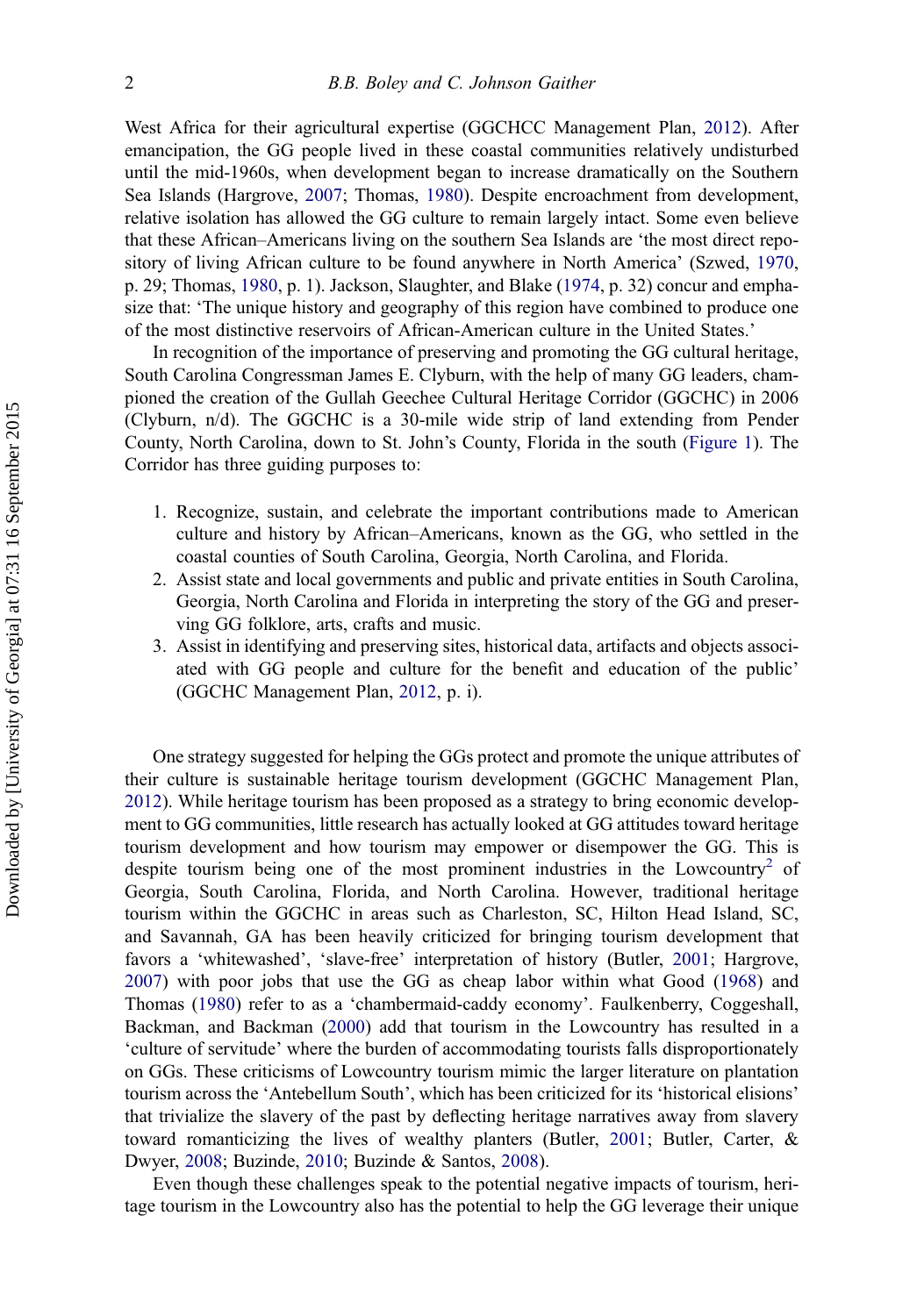West Africa for their agricultural expertise (GGCHCC Management Plan, 2012). After emancipation, the GG people lived in these coastal communities relatively undisturbed until the mid-1960s, when development began to increase dramatically on the Southern Sea Islands (Hargrove, 2007; Thomas, 1980). Despite encroachment from development, relative isolation has allowed the GG culture to remain largely intact. Some even believe that these African–Americans living on the southern Sea Islands are 'the most direct repository of living African culture to be found anywhere in North America' (Szwed, 1970, p. 29; Thomas, 1980, p. 1). Jackson, Slaughter, and Blake (1974, p. 32) concur and emphasize that: 'The unique history and geography of this region have combined to produce one of the most distinctive reservoirs of African-American culture in the United States.'

In recognition of the importance of preserving and promoting the GG cultural heritage, South Carolina Congressman James E. Clyburn, with the help of many GG leaders, championed the creation of the Gullah Geechee Cultural Heritage Corridor (GGCHC) in 2006 (Clyburn, n/d). The GGCHC is a 30-mile wide strip of land extending from Pender County, North Carolina, down to St. John's County, Florida in the south (Figure 1). The Corridor has three guiding purposes to:

1. Recognize, sustain, and celebrate the important contributions made to American culture and history by African–Americans, known as the GG, who settled in the coastal counties of South Carolina, Georgia, North Carolina, and Florida.
2. Assist state and local governments and public and private entities in South Carolina, Georgia, North Carolina and Florida in interpreting the story of the GG and preserving GG folklore, arts, crafts and music.
3. Assist in identifying and preserving sites, historical data, artifacts and objects associated with GG people and culture for the benefit and education of the public' (GGCHC Management Plan, 2012, p. i).

One strategy suggested for helping the GGs protect and promote the unique attributes of their culture is sustainable heritage tourism development (GGCHC Management Plan, 2012). While heritage tourism has been proposed as a strategy to bring economic development to GG communities, little research has actually looked at GG attitudes toward heritage tourism development and how tourism may empower or disempower the GG. This is despite tourism being one of the most prominent industries in the Lowcountry[2] of Georgia, South Carolina, Florida, and North Carolina. However, traditional heritage tourism within the GGCHC in areas such as Charleston, SC, Hilton Head Island, SC, and Savannah, GA has been heavily criticized for bringing tourism development that favors a 'whitewashed', 'slave-free' interpretation of history (Butler, 2001; Hargrove, 2007) with poor jobs that use the GG as cheap labor within what Good (1968) and Thomas (1980) refer to as a 'chambermaid-caddy economy'. Faulkenberry, Coggeshall, Backman, and Backman (2000) add that tourism in the Lowcountry has resulted in a 'culture of servitude' where the burden of accommodating tourists falls disproportionately on GGs. These criticisms of Lowcountry tourism mimic the larger literature on plantation tourism across the 'Antebellum South', which has been criticized for its 'historical elisions' that trivialize the slavery of the past by deflecting heritage narratives away from slavery toward romanticizing the lives of wealthy planters (Butler, 2001; Butler, Carter, & Dwyer, 2008; Buzinde, 2010; Buzinde & Santos, 2008).

Even though these challenges speak to the potential negative impacts of tourism, heritage tourism in the Lowcountry also has the potential to help the GG leverage their unique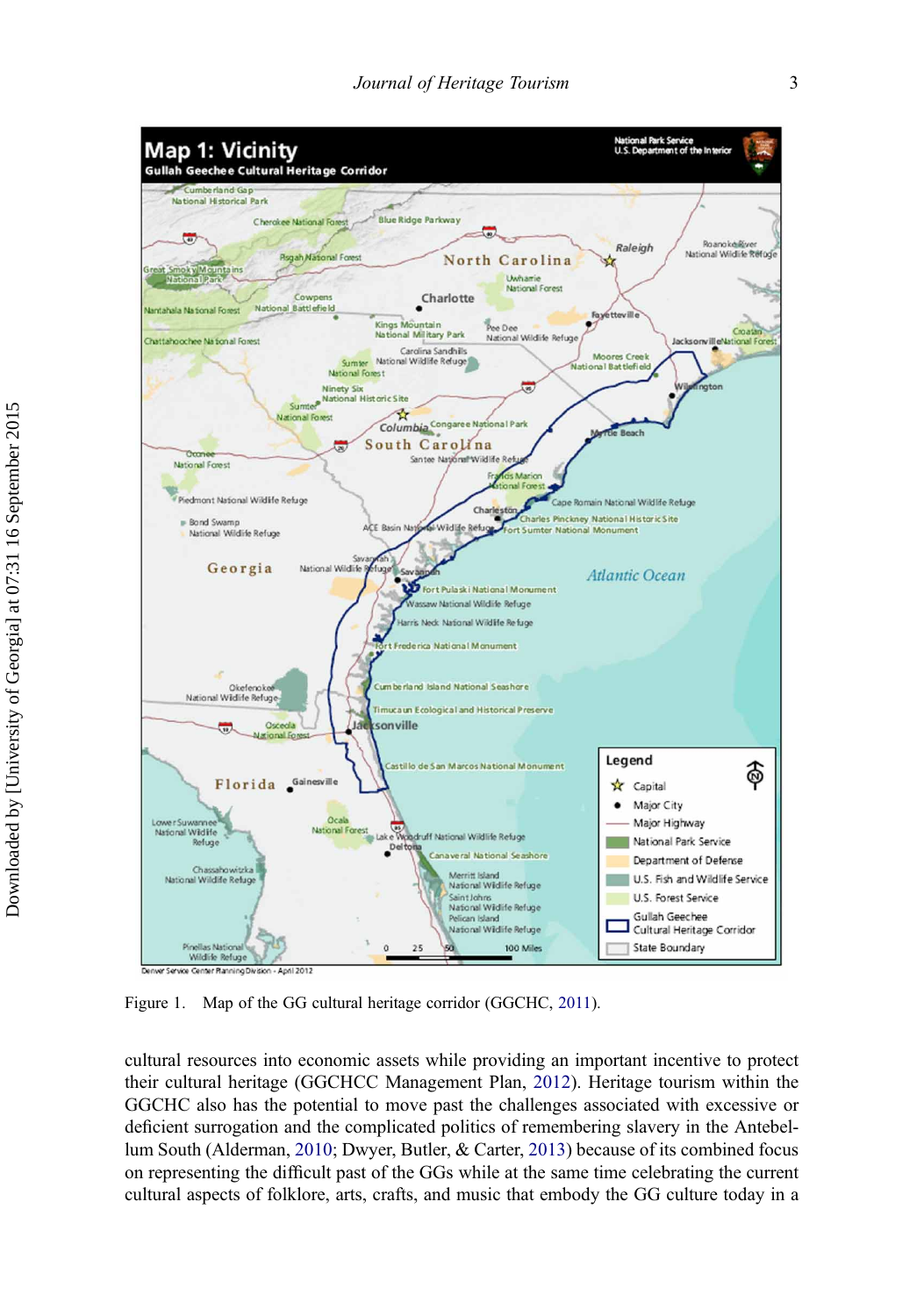Figure 1. Map of the GG cultural heritage corridor (GGCHC, 2011).

cultural resources into economic assets while providing an important incentive to protect their cultural heritage (GGCHCC Management Plan, 2012). Heritage tourism within the GGCHC also has the potential to move past the challenges associated with excessive or deficient surrogation and the complicated politics of remembering slavery in the Antebellum South (Alderman, 2010; Dwyer, Butler, & Carter, 2013) because of its combined focus on representing the difficult past of the GGs while at the same time celebrating the current cultural aspects of folklore, arts, crafts, and music that embody the GG culture today in a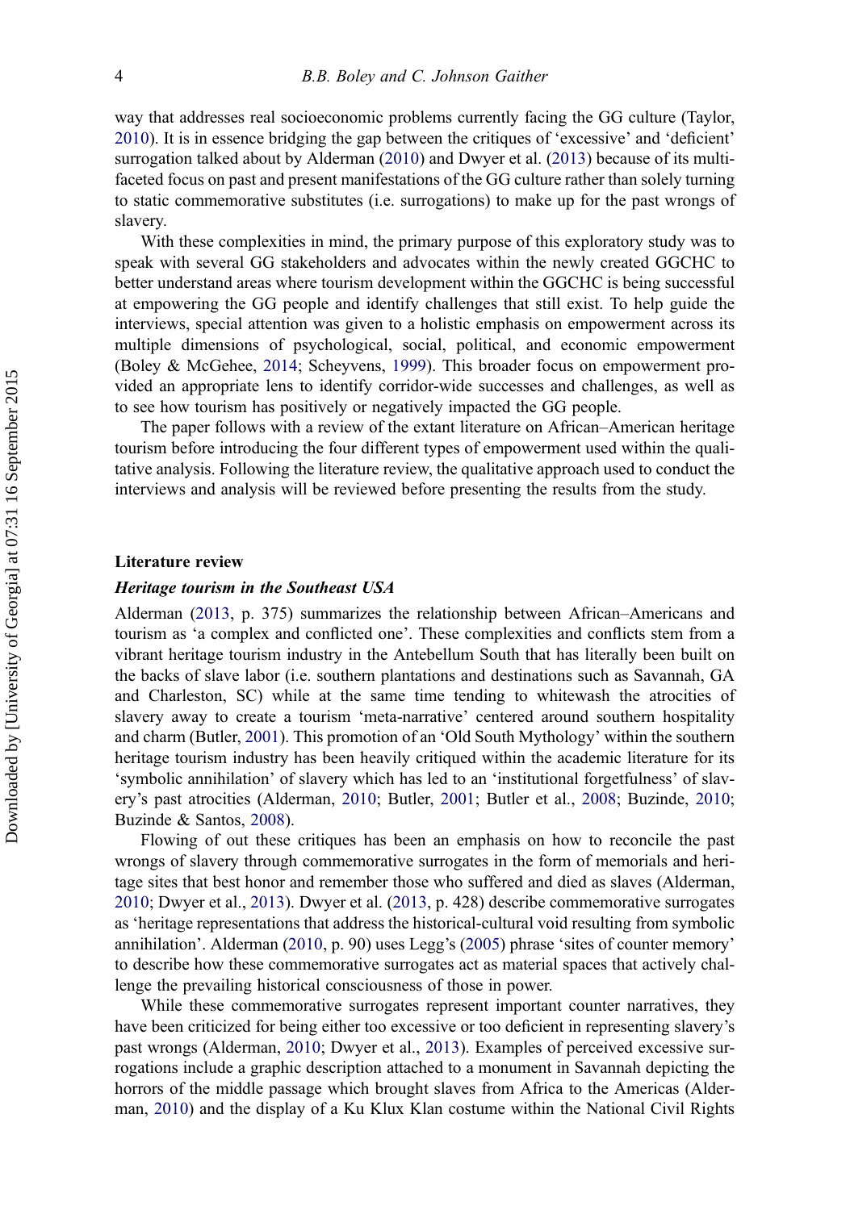way that addresses real socioeconomic problems currently facing the GG culture (Taylor, 2010). It is in essence bridging the gap between the critiques of 'excessive' and 'deficient' surrogation talked about by Alderman (2010) and Dwyer et al. (2013) because of its multifaceted focus on past and present manifestations of the GG culture rather than solely turning to static commemorative substitutes (i.e. surrogations) to make up for the past wrongs of slavery.

With these complexities in mind, the primary purpose of this exploratory study was to speak with several GG stakeholders and advocates within the newly created GGCHC to better understand areas where tourism development within the GGCHC is being successful at empowering the GG people and identify challenges that still exist. To help guide the interviews, special attention was given to a holistic emphasis on empowerment across its multiple dimensions of psychological, social, political, and economic empowerment (Boley & McGehee, 2014; Scheyvens, 1999). This broader focus on empowerment provided an appropriate lens to identify corridor-wide successes and challenges, as well as to see how tourism has positively or negatively impacted the GG people.

The paper follows with a review of the extant literature on African–American heritage tourism before introducing the four different types of empowerment used within the qualitative analysis. Following the literature review, the qualitative approach used to conduct the interviews and analysis will be reviewed before presenting the results from the study.

## Literature review

### *Heritage tourism in the Southeast USA*

Alderman (2013, p. 375) summarizes the relationship between African–Americans and tourism as 'a complex and conflicted one'. These complexities and conflicts stem from a vibrant heritage tourism industry in the Antebellum South that has literally been built on the backs of slave labor (i.e. southern plantations and destinations such as Savannah, GA and Charleston, SC) while at the same time tending to whitewash the atrocities of slavery away to create a tourism 'meta-narrative' centered around southern hospitality and charm (Butler, 2001). This promotion of an 'Old South Mythology' within the southern heritage tourism industry has been heavily critiqued within the academic literature for its 'symbolic annihilation' of slavery which has led to an 'institutional forgetfulness' of slavery's past atrocities (Alderman, 2010; Butler, 2001; Butler et al., 2008; Buzinde, 2010; Buzinde & Santos, 2008).

Flowing of out these critiques has been an emphasis on how to reconcile the past wrongs of slavery through commemorative surrogates in the form of memorials and heritage sites that best honor and remember those who suffered and died as slaves (Alderman, 2010; Dwyer et al., 2013). Dwyer et al. (2013, p. 428) describe commemorative surrogates as 'heritage representations that address the historical-cultural void resulting from symbolic annihilation'. Alderman (2010, p. 90) uses Legg's (2005) phrase 'sites of counter memory' to describe how these commemorative surrogates act as material spaces that actively challenge the prevailing historical consciousness of those in power.

While these commemorative surrogates represent important counter narratives, they have been criticized for being either too excessive or too deficient in representing slavery's past wrongs (Alderman, 2010; Dwyer et al., 2013). Examples of perceived excessive surrogations include a graphic description attached to a monument in Savannah depicting the horrors of the middle passage which brought slaves from Africa to the Americas (Alderman, 2010) and the display of a Ku Klux Klan costume within the National Civil Rights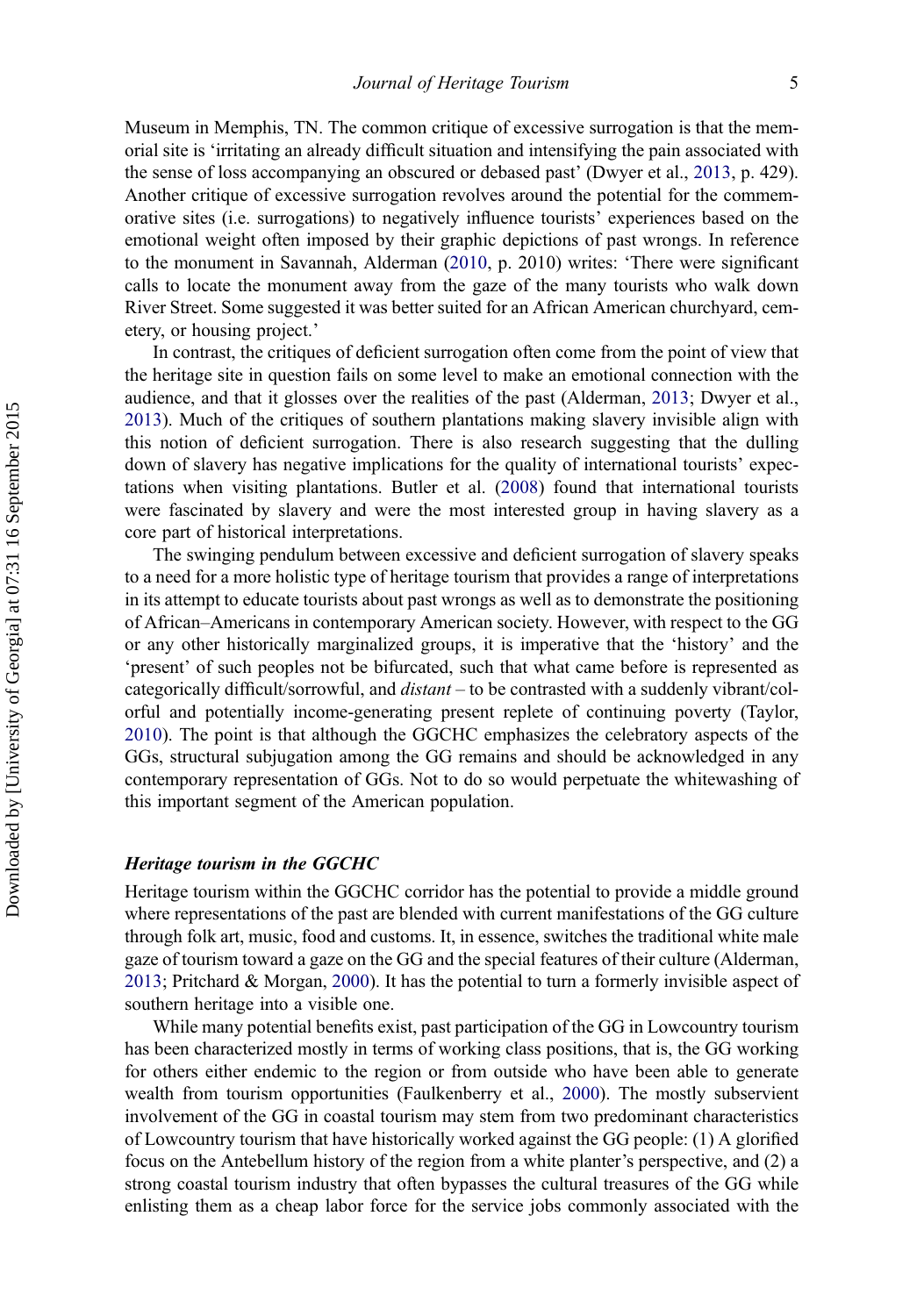Museum in Memphis, TN. The common critique of excessive surrogation is that the memorial site is 'irritating an already difficult situation and intensifying the pain associated with the sense of loss accompanying an obscured or debased past' (Dwyer et al., 2013, p. 429). Another critique of excessive surrogation revolves around the potential for the commemorative sites (i.e. surrogations) to negatively influence tourists' experiences based on the emotional weight often imposed by their graphic depictions of past wrongs. In reference to the monument in Savannah, Alderman (2010, p. 2010) writes: 'There were significant calls to locate the monument away from the gaze of the many tourists who walk down River Street. Some suggested it was better suited for an African American churchyard, cemetery, or housing project.'

In contrast, the critiques of deficient surrogation often come from the point of view that the heritage site in question fails on some level to make an emotional connection with the audience, and that it glosses over the realities of the past (Alderman, 2013; Dwyer et al., 2013). Much of the critiques of southern plantations making slavery invisible align with this notion of deficient surrogation. There is also research suggesting that the dulling down of slavery has negative implications for the quality of international tourists' expectations when visiting plantations. Butler et al. (2008) found that international tourists were fascinated by slavery and were the most interested group in having slavery as a core part of historical interpretations.

The swinging pendulum between excessive and deficient surrogation of slavery speaks to a need for a more holistic type of heritage tourism that provides a range of interpretations in its attempt to educate tourists about past wrongs as well as to demonstrate the positioning of African–Americans in contemporary American society. However, with respect to the GG or any other historically marginalized groups, it is imperative that the 'history' and the 'present' of such peoples not be bifurcated, such that what came before is represented as categorically difficult/sorrowful, and *distant* – to be contrasted with a suddenly vibrant/colorful and potentially income-generating present replete of continuing poverty (Taylor, 2010). The point is that although the GGCHC emphasizes the celebratory aspects of the GGs, structural subjugation among the GG remains and should be acknowledged in any contemporary representation of GGs. Not to do so would perpetuate the whitewashing of this important segment of the American population.

### *Heritage tourism in the GGCHC*

Heritage tourism within the GGCHC corridor has the potential to provide a middle ground where representations of the past are blended with current manifestations of the GG culture through folk art, music, food and customs. It, in essence, switches the traditional white male gaze of tourism toward a gaze on the GG and the special features of their culture (Alderman, 2013; Pritchard & Morgan, 2000). It has the potential to turn a formerly invisible aspect of southern heritage into a visible one.

While many potential benefits exist, past participation of the GG in Lowcountry tourism has been characterized mostly in terms of working class positions, that is, the GG working for others either endemic to the region or from outside who have been able to generate wealth from tourism opportunities (Faulkenberry et al., 2000). The mostly subservient involvement of the GG in coastal tourism may stem from two predominant characteristics of Lowcountry tourism that have historically worked against the GG people: (1) A glorified focus on the Antebellum history of the region from a white planter's perspective, and (2) a strong coastal tourism industry that often bypasses the cultural treasures of the GG while enlisting them as a cheap labor force for the service jobs commonly associated with the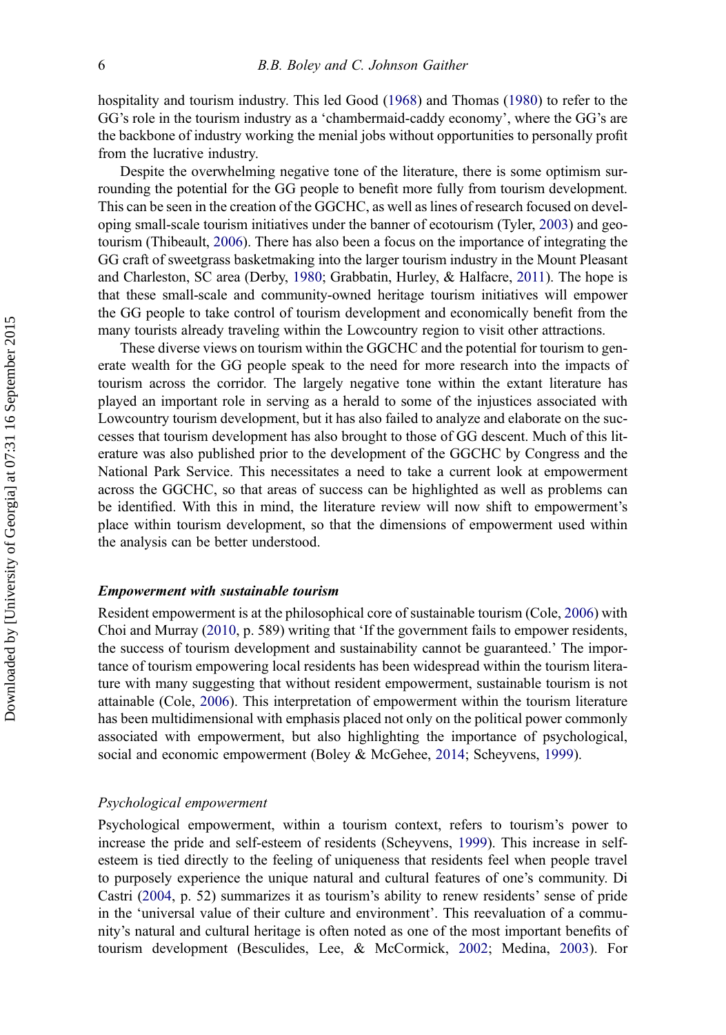hospitality and tourism industry. This led Good (1968) and Thomas (1980) to refer to the GG's role in the tourism industry as a 'chambermaid-caddy economy', where the GG's are the backbone of industry working the menial jobs without opportunities to personally profit from the lucrative industry.

Despite the overwhelming negative tone of the literature, there is some optimism surrounding the potential for the GG people to benefit more fully from tourism development. This can be seen in the creation of the GGCHC, as well as lines of research focused on developing small-scale tourism initiatives under the banner of ecotourism (Tyler, 2003) and geotourism (Thibeault, 2006). There has also been a focus on the importance of integrating the GG craft of sweetgrass basketmaking into the larger tourism industry in the Mount Pleasant and Charleston, SC area (Derby, 1980; Grabbatin, Hurley, & Halfacre, 2011). The hope is that these small-scale and community-owned heritage tourism initiatives will empower the GG people to take control of tourism development and economically benefit from the many tourists already traveling within the Lowcountry region to visit other attractions.

These diverse views on tourism within the GGCHC and the potential for tourism to generate wealth for the GG people speak to the need for more research into the impacts of tourism across the corridor. The largely negative tone within the extant literature has played an important role in serving as a herald to some of the injustices associated with Lowcountry tourism development, but it has also failed to analyze and elaborate on the successes that tourism development has also brought to those of GG descent. Much of this literature was also published prior to the development of the GGCHC by Congress and the National Park Service. This necessitates a need to take a current look at empowerment across the GGCHC, so that areas of success can be highlighted as well as problems can be identified. With this in mind, the literature review will now shift to empowerment's place within tourism development, so that the dimensions of empowerment used within the analysis can be better understood.

### *Empowerment with sustainable tourism*

Resident empowerment is at the philosophical core of sustainable tourism (Cole, 2006) with Choi and Murray (2010, p. 589) writing that 'If the government fails to empower residents, the success of tourism development and sustainability cannot be guaranteed.' The importance of tourism empowering local residents has been widespread within the tourism literature with many suggesting that without resident empowerment, sustainable tourism is not attainable (Cole, 2006). This interpretation of empowerment within the tourism literature has been multidimensional with emphasis placed not only on the political power commonly associated with empowerment, but also highlighting the importance of psychological, social and economic empowerment (Boley & McGehee, 2014; Scheyvens, 1999).

#### *Psychological empowerment*

Psychological empowerment, within a tourism context, refers to tourism's power to increase the pride and self-esteem of residents (Scheyvens, 1999). This increase in self-esteem is tied directly to the feeling of uniqueness that residents feel when people travel to purposely experience the unique natural and cultural features of one's community. Di Castri (2004, p. 52) summarizes it as tourism's ability to renew residents' sense of pride in the 'universal value of their culture and environment'. This reevaluation of a community's natural and cultural heritage is often noted as one of the most important benefits of tourism development (Besculides, Lee, & McCormick, 2002; Medina, 2003). For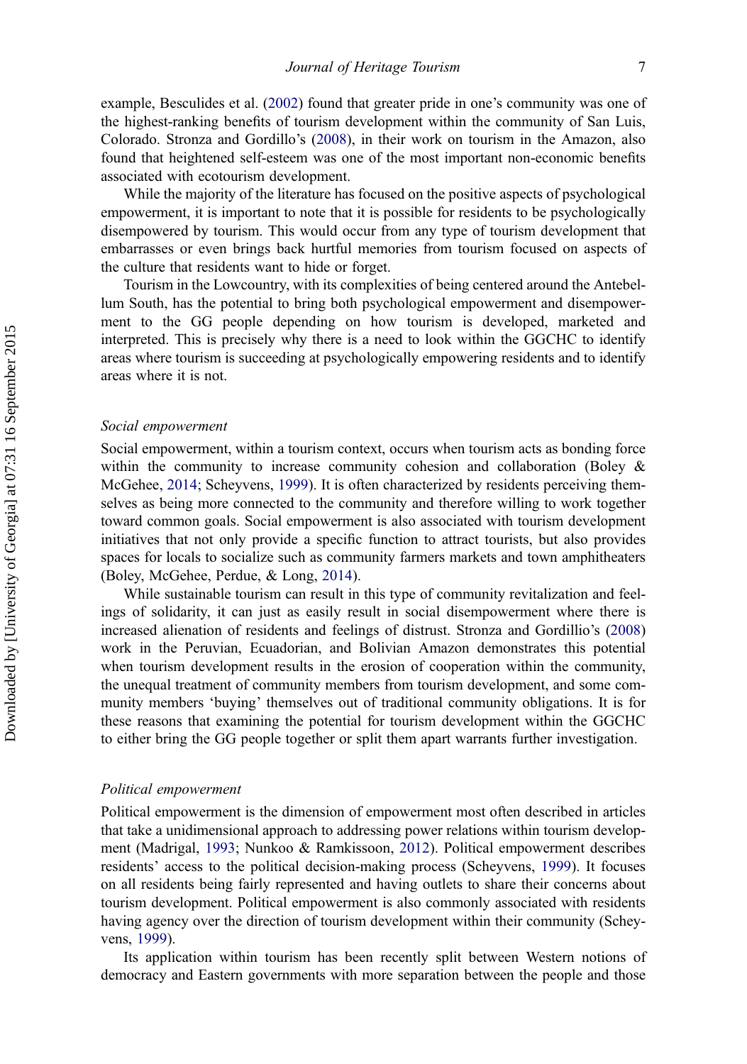example, Besculides et al. (2002) found that greater pride in one's community was one of the highest-ranking benefits of tourism development within the community of San Luis, Colorado. Stronza and Gordillo's (2008), in their work on tourism in the Amazon, also found that heightened self-esteem was one of the most important non-economic benefits associated with ecotourism development.

While the majority of the literature has focused on the positive aspects of psychological empowerment, it is important to note that it is possible for residents to be psychologically disempowered by tourism. This would occur from any type of tourism development that embarrasses or even brings back hurtful memories from tourism focused on aspects of the culture that residents want to hide or forget.

Tourism in the Lowcountry, with its complexities of being centered around the Antebellum South, has the potential to bring both psychological empowerment and disempowerment to the GG people depending on how tourism is developed, marketed and interpreted. This is precisely why there is a need to look within the GGCHC to identify areas where tourism is succeeding at psychologically empowering residents and to identify areas where it is not.

### Social empowerment

Social empowerment, within a tourism context, occurs when tourism acts as bonding force within the community to increase community cohesion and collaboration (Boley & McGehee, 2014; Scheyvens, 1999). It is often characterized by residents perceiving themselves as being more connected to the community and therefore willing to work together toward common goals. Social empowerment is also associated with tourism development initiatives that not only provide a specific function to attract tourists, but also provides spaces for locals to socialize such as community farmers markets and town amphitheaters (Boley, McGehee, Perdue, & Long, 2014).

While sustainable tourism can result in this type of community revitalization and feelings of solidarity, it can just as easily result in social disempowerment where there is increased alienation of residents and feelings of distrust. Stronza and Gordillio's (2008) work in the Peruvian, Ecuadorian, and Bolivian Amazon demonstrates this potential when tourism development results in the erosion of cooperation within the community, the unequal treatment of community members from tourism development, and some community members 'buying' themselves out of traditional community obligations. It is for these reasons that examining the potential for tourism development within the GGCHC to either bring the GG people together or split them apart warrants further investigation.

### Political empowerment

Political empowerment is the dimension of empowerment most often described in articles that take a unidimensional approach to addressing power relations within tourism development (Madrigal, 1993; Nunkoo & Ramkissoon, 2012). Political empowerment describes residents' access to the political decision-making process (Scheyvens, 1999). It focuses on all residents being fairly represented and having outlets to share their concerns about tourism development. Political empowerment is also commonly associated with residents having agency over the direction of tourism development within their community (Scheyvens, 1999).

Its application within tourism has been recently split between Western notions of democracy and Eastern governments with more separation between the people and those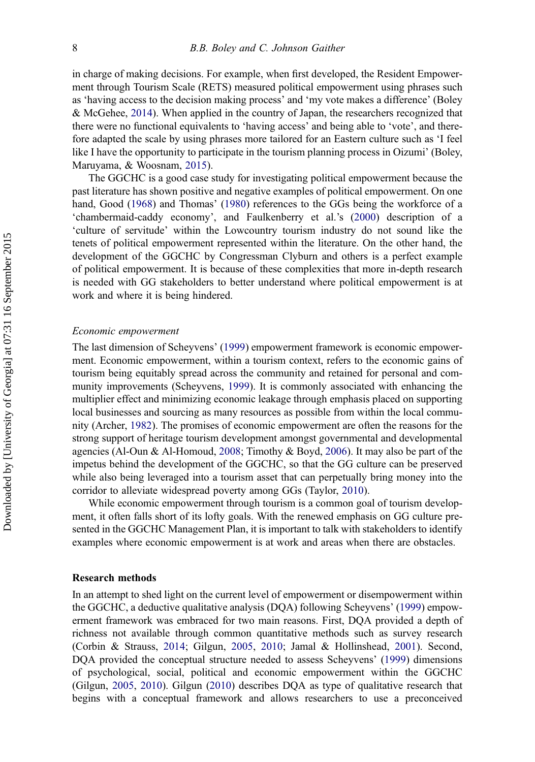in charge of making decisions. For example, when first developed, the Resident Empowerment through Tourism Scale (RETS) measured political empowerment using phrases such as 'having access to the decision making process' and 'my vote makes a difference' (Boley & McGehee, 2014). When applied in the country of Japan, the researchers recognized that there were no functional equivalents to 'having access' and being able to 'vote', and therefore adapted the scale by using phrases more tailored for an Eastern culture such as 'I feel like I have the opportunity to participate in the tourism planning process in Oizumi' (Boley, Maruyama, & Woosnam, 2015).

The GGCHC is a good case study for investigating political empowerment because the past literature has shown positive and negative examples of political empowerment. On one hand, Good (1968) and Thomas' (1980) references to the GGs being the workforce of a 'chambermaid-caddy economy', and Faulkenberry et al.'s (2000) description of a 'culture of servitude' within the Lowcountry tourism industry do not sound like the tenets of political empowerment represented within the literature. On the other hand, the development of the GGCHC by Congressman Clyburn and others is a perfect example of political empowerment. It is because of these complexities that more in-depth research is needed with GG stakeholders to better understand where political empowerment is at work and where it is being hindered.

### *Economic empowerment*

The last dimension of Scheyvens' (1999) empowerment framework is economic empowerment. Economic empowerment, within a tourism context, refers to the economic gains of tourism being equitably spread across the community and retained for personal and community improvements (Scheyvens, 1999). It is commonly associated with enhancing the multiplier effect and minimizing economic leakage through emphasis placed on supporting local businesses and sourcing as many resources as possible from within the local community (Archer, 1982). The promises of economic empowerment are often the reasons for the strong support of heritage tourism development amongst governmental and developmental agencies (Al-Oun & Al-Homoud, 2008; Timothy & Boyd, 2006). It may also be part of the impetus behind the development of the GGCHC, so that the GG culture can be preserved while also being leveraged into a tourism asset that can perpetually bring money into the corridor to alleviate widespread poverty among GGs (Taylor, 2010).

While economic empowerment through tourism is a common goal of tourism development, it often falls short of its lofty goals. With the renewed emphasis on GG culture presented in the GGCHC Management Plan, it is important to talk with stakeholders to identify examples where economic empowerment is at work and areas when there are obstacles.

## Research methods

In an attempt to shed light on the current level of empowerment or disempowerment within the GGCHC, a deductive qualitative analysis (DQA) following Scheyvens' (1999) empowerment framework was embraced for two main reasons. First, DQA provided a depth of richness not available through common quantitative methods such as survey research (Corbin & Strauss, 2014; Gilgun, 2005, 2010; Jamal & Hollinshead, 2001). Second, DQA provided the conceptual structure needed to assess Scheyvens' (1999) dimensions of psychological, social, political and economic empowerment within the GGCHC (Gilgun, 2005, 2010). Gilgun (2010) describes DQA as type of qualitative research that begins with a conceptual framework and allows researchers to use a preconceived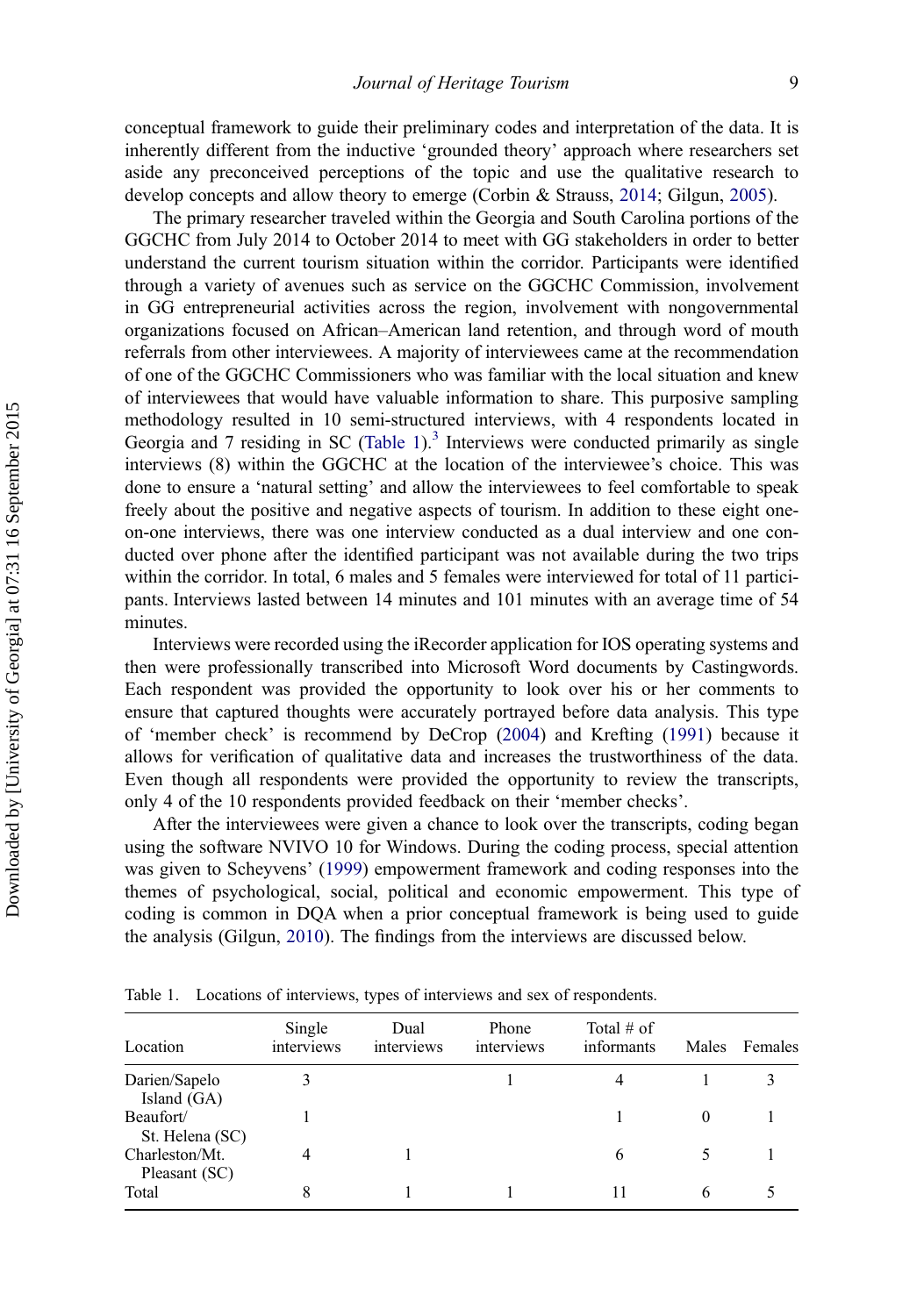conceptual framework to guide their preliminary codes and interpretation of the data. It is inherently different from the inductive 'grounded theory' approach where researchers set aside any preconceived perceptions of the topic and use the qualitative research to develop concepts and allow theory to emerge (Corbin & Strauss, 2014; Gilgun, 2005).

The primary researcher traveled within the Georgia and South Carolina portions of the GGCHC from July 2014 to October 2014 to meet with GG stakeholders in order to better understand the current tourism situation within the corridor. Participants were identified through a variety of avenues such as service on the GGCHC Commission, involvement in GG entrepreneurial activities across the region, involvement with nongovernmental organizations focused on African–American land retention, and through word of mouth referrals from other interviewees. A majority of interviewees came at the recommendation of one of the GGCHC Commissioners who was familiar with the local situation and knew of interviewees that would have valuable information to share. This purposive sampling methodology resulted in 10 semi-structured interviews, with 4 respondents located in Georgia and 7 residing in SC (Table 1).[3] Interviews were conducted primarily as single interviews (8) within the GGCHC at the location of the interviewee's choice. This was done to ensure a 'natural setting' and allow the interviewees to feel comfortable to speak freely about the positive and negative aspects of tourism. In addition to these eight one-on-one interviews, there was one interview conducted as a dual interview and one conducted over phone after the identified participant was not available during the two trips within the corridor. In total, 6 males and 5 females were interviewed for total of 11 participants. Interviews lasted between 14 minutes and 101 minutes with an average time of 54 minutes.

Interviews were recorded using the iRecorder application for IOS operating systems and then were professionally transcribed into Microsoft Word documents by Castingwords. Each respondent was provided the opportunity to look over his or her comments to ensure that captured thoughts were accurately portrayed before data analysis. This type of 'member check' is recommend by DeCrop (2004) and Krefting (1991) because it allows for verification of qualitative data and increases the trustworthiness of the data. Even though all respondents were provided the opportunity to review the transcripts, only 4 of the 10 respondents provided feedback on their 'member checks'.

After the interviewees were given a chance to look over the transcripts, coding began using the software NVIVO 10 for Windows. During the coding process, special attention was given to Scheyvens' (1999) empowerment framework and coding responses into the themes of psychological, social, political and economic empowerment. This type of coding is common in DQA when a prior conceptual framework is being used to guide the analysis (Gilgun, 2010). The findings from the interviews are discussed below.

Table 1. Locations of interviews, types of interviews and sex of respondents.

| Location | Single interviews | Dual interviews | Phone interviews | Total # of informants | Males | Females |
|---|---|---|---|---|---|---|
| Darien/Sapelo Island (GA) | 3 | | 1 | 4 | 1 | 3 |
| Beaufort/ St. Helena (SC) | 1 | | | 1 | 0 | 1 |
| Charleston/Mt. Pleasant (SC) | 4 | 1 | | 6 | 5 | 1 |
| Total | 8 | 1 | 1 | 11 | 6 | 5 |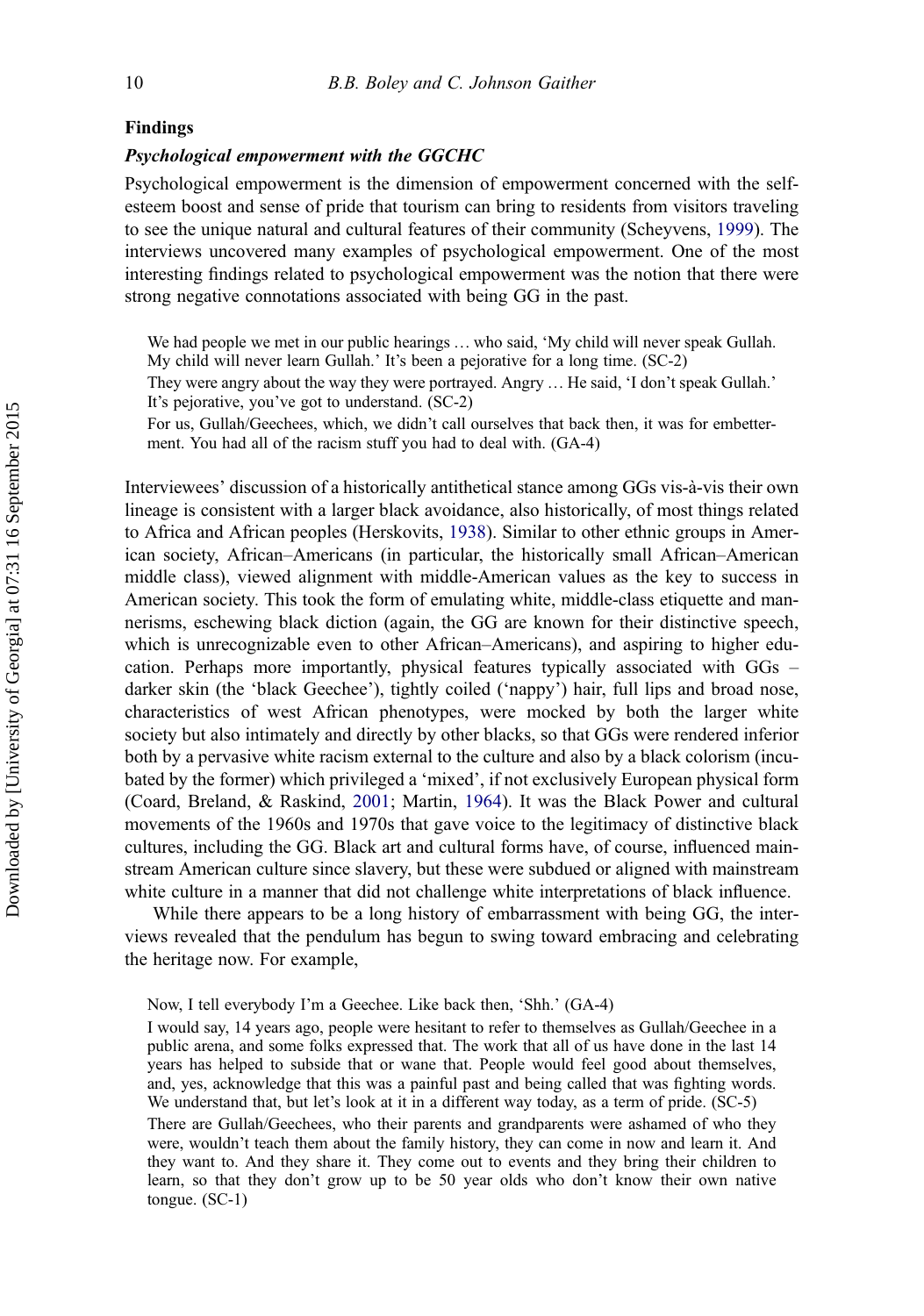## Findings

### *Psychological empowerment with the GGCHC*

Psychological empowerment is the dimension of empowerment concerned with the self-esteem boost and sense of pride that tourism can bring to residents from visitors traveling to see the unique natural and cultural features of their community (Scheyvens, 1999). The interviews uncovered many examples of psychological empowerment. One of the most interesting findings related to psychological empowerment was the notion that there were strong negative connotations associated with being GG in the past.

> We had people we met in our public hearings … who said, 'My child will never speak Gullah. My child will never learn Gullah.' It's been a pejorative for a long time. (SC-2)
>
> They were angry about the way they were portrayed. Angry … He said, 'I don't speak Gullah.' It's pejorative, you've got to understand. (SC-2)
>
> For us, Gullah/Geechees, which, we didn't call ourselves that back then, it was for embetterment. You had all of the racism stuff you had to deal with. (GA-4)

Interviewees' discussion of a historically antithetical stance among GGs vis-à-vis their own lineage is consistent with a larger black avoidance, also historically, of most things related to Africa and African peoples (Herskovits, 1938). Similar to other ethnic groups in American society, African–Americans (in particular, the historically small African–American middle class), viewed alignment with middle-American values as the key to success in American society. This took the form of emulating white, middle-class etiquette and mannerisms, eschewing black diction (again, the GG are known for their distinctive speech, which is unrecognizable even to other African–Americans), and aspiring to higher education. Perhaps more importantly, physical features typically associated with GGs – darker skin (the 'black Geechee'), tightly coiled ('nappy') hair, full lips and broad nose, characteristics of west African phenotypes, were mocked by both the larger white society but also intimately and directly by other blacks, so that GGs were rendered inferior both by a pervasive white racism external to the culture and also by a black colorism (incubated by the former) which privileged a 'mixed', if not exclusively European physical form (Coard, Breland, & Raskind, 2001; Martin, 1964). It was the Black Power and cultural movements of the 1960s and 1970s that gave voice to the legitimacy of distinctive black cultures, including the GG. Black art and cultural forms have, of course, influenced mainstream American culture since slavery, but these were subdued or aligned with mainstream white culture in a manner that did not challenge white interpretations of black influence.

While there appears to be a long history of embarrassment with being GG, the interviews revealed that the pendulum has begun to swing toward embracing and celebrating the heritage now. For example,

> Now, I tell everybody I'm a Geechee. Like back then, 'Shh.' (GA-4)
>
> I would say, 14 years ago, people were hesitant to refer to themselves as Gullah/Geechee in a public arena, and some folks expressed that. The work that all of us have done in the last 14 years has helped to subside that or wane that. People would feel good about themselves, and, yes, acknowledge that this was a painful past and being called that was fighting words. We understand that, but let's look at it in a different way today, as a term of pride. (SC-5)
>
> There are Gullah/Geechees, who their parents and grandparents were ashamed of who they were, wouldn't teach them about the family history, they can come in now and learn it. And they want to. And they share it. They come out to events and they bring their children to learn, so that they don't grow up to be 50 year olds who don't know their own native tongue. (SC-1)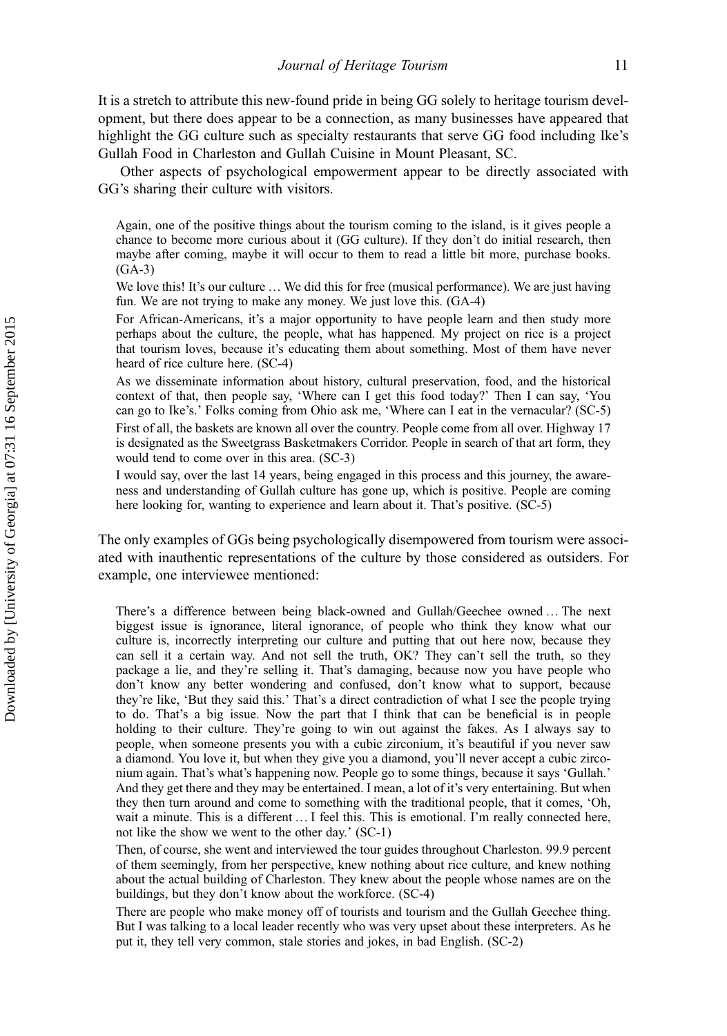It is a stretch to attribute this new-found pride in being GG solely to heritage tourism development, but there does appear to be a connection, as many businesses have appeared that highlight the GG culture such as specialty restaurants that serve GG food including Ike's Gullah Food in Charleston and Gullah Cuisine in Mount Pleasant, SC.

Other aspects of psychological empowerment appear to be directly associated with GG's sharing their culture with visitors.

> Again, one of the positive things about the tourism coming to the island, is it gives people a chance to become more curious about it (GG culture). If they don't do initial research, then maybe after coming, maybe it will occur to them to read a little bit more, purchase books. (GA-3)
>
> We love this! It's our culture … We did this for free (musical performance). We are just having fun. We are not trying to make any money. We just love this. (GA-4)
>
> For African-Americans, it's a major opportunity to have people learn and then study more perhaps about the culture, the people, what has happened. My project on rice is a project that tourism loves, because it's educating them about something. Most of them have never heard of rice culture here. (SC-4)
>
> As we disseminate information about history, cultural preservation, food, and the historical context of that, then people say, 'Where can I get this food today?' Then I can say, 'You can go to Ike's.' Folks coming from Ohio ask me, 'Where can I eat in the vernacular? (SC-5)
>
> First of all, the baskets are known all over the country. People come from all over. Highway 17 is designated as the Sweetgrass Basketmakers Corridor. People in search of that art form, they would tend to come over in this area. (SC-3)
>
> I would say, over the last 14 years, being engaged in this process and this journey, the awareness and understanding of Gullah culture has gone up, which is positive. People are coming here looking for, wanting to experience and learn about it. That's positive. (SC-5)

The only examples of GGs being psychologically disempowered from tourism were associated with inauthentic representations of the culture by those considered as outsiders. For example, one interviewee mentioned:

> There's a difference between being black-owned and Gullah/Geechee owned … The next biggest issue is ignorance, literal ignorance, of people who think they know what our culture is, incorrectly interpreting our culture and putting that out here now, because they can sell it a certain way. And not sell the truth, OK? They can't sell the truth, so they package a lie, and they're selling it. That's damaging, because now you have people who don't know any better wondering and confused, don't know what to support, because they're like, 'But they said this.' That's a direct contradiction of what I see the people trying to do. That's a big issue. Now the part that I think that can be beneficial is in people holding to their culture. They're going to win out against the fakes. As I always say to people, when someone presents you with a cubic zirconium, it's beautiful if you never saw a diamond. You love it, but when they give you a diamond, you'll never accept a cubic zirconium again. That's what's happening now. People go to some things, because it says 'Gullah.' And they get there and they may be entertained. I mean, a lot of it's very entertaining. But when they then turn around and come to something with the traditional people, that it comes, 'Oh, wait a minute. This is a different … I feel this. This is emotional. I'm really connected here, not like the show we went to the other day.' (SC-1)
>
> Then, of course, she went and interviewed the tour guides throughout Charleston. 99.9 percent of them seemingly, from her perspective, knew nothing about rice culture, and knew nothing about the actual building of Charleston. They knew about the people whose names are on the buildings, but they don't know about the workforce. (SC-4)
>
> There are people who make money off of tourists and tourism and the Gullah Geechee thing. But I was talking to a local leader recently who was very upset about these interpreters. As he put it, they tell very common, stale stories and jokes, in bad English. (SC-2)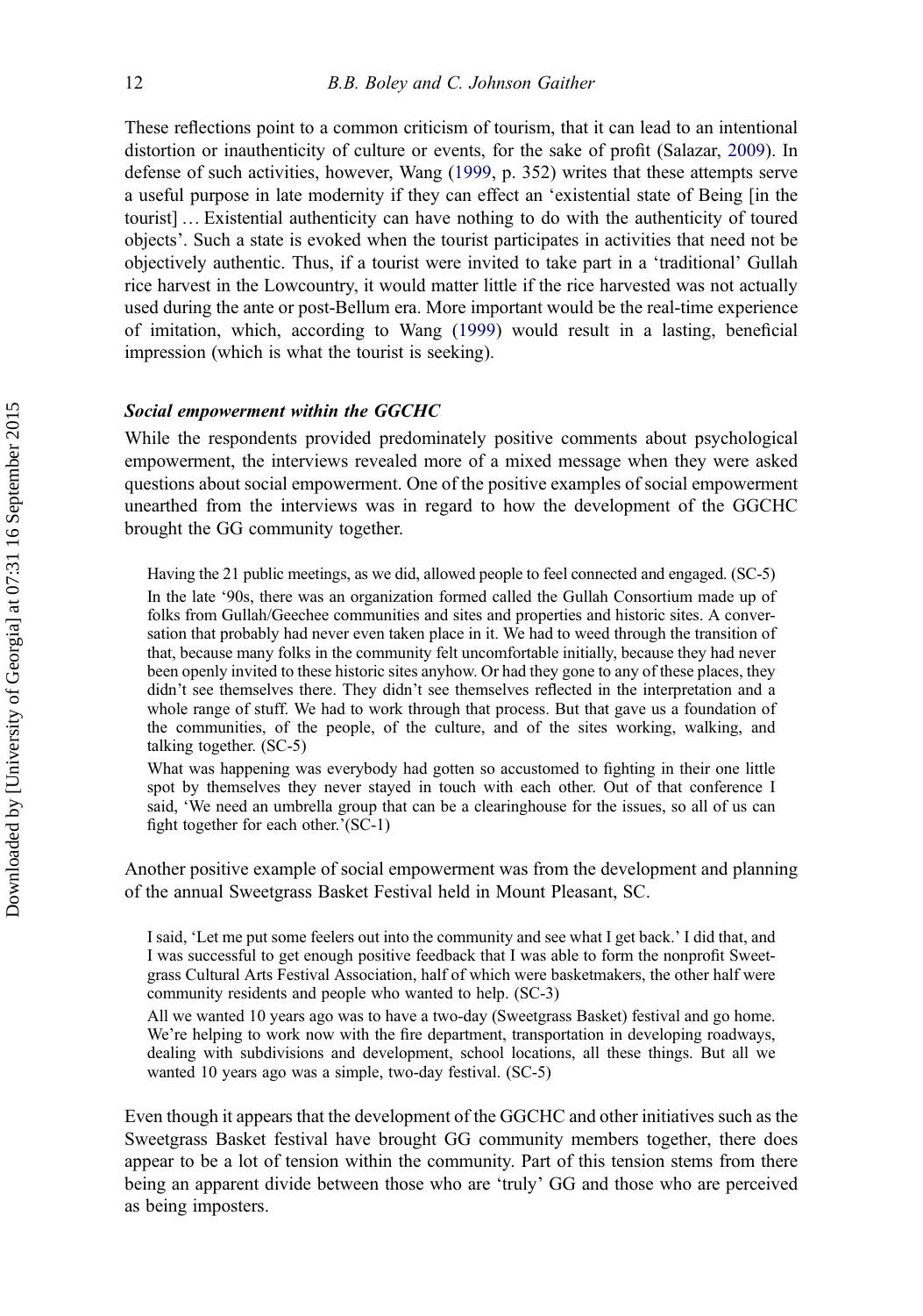These reflections point to a common criticism of tourism, that it can lead to an intentional distortion or inauthenticity of culture or events, for the sake of profit (Salazar, 2009). In defense of such activities, however, Wang (1999, p. 352) writes that these attempts serve a useful purpose in late modernity if they can effect an 'existential state of Being [in the tourist] … Existential authenticity can have nothing to do with the authenticity of toured objects'. Such a state is evoked when the tourist participates in activities that need not be objectively authentic. Thus, if a tourist were invited to take part in a 'traditional' Gullah rice harvest in the Lowcountry, it would matter little if the rice harvested was not actually used during the ante or post-Bellum era. More important would be the real-time experience of imitation, which, according to Wang (1999) would result in a lasting, beneficial impression (which is what the tourist is seeking).

### *Social empowerment within the GGCHC*

While the respondents provided predominately positive comments about psychological empowerment, the interviews revealed more of a mixed message when they were asked questions about social empowerment. One of the positive examples of social empowerment unearthed from the interviews was in regard to how the development of the GGCHC brought the GG community together.

> Having the 21 public meetings, as we did, allowed people to feel connected and engaged. (SC-5)
>
> In the late '90s, there was an organization formed called the Gullah Consortium made up of folks from Gullah/Geechee communities and sites and properties and historic sites. A conversation that probably had never even taken place in it. We had to weed through the transition of that, because many folks in the community felt uncomfortable initially, because they had never been openly invited to these historic sites anyhow. Or had they gone to any of these places, they didn't see themselves there. They didn't see themselves reflected in the interpretation and a whole range of stuff. We had to work through that process. But that gave us a foundation of the communities, of the people, of the culture, and of the sites working, walking, and talking together. (SC-5)
>
> What was happening was everybody had gotten so accustomed to fighting in their one little spot by themselves they never stayed in touch with each other. Out of that conference I said, 'We need an umbrella group that can be a clearinghouse for the issues, so all of us can fight together for each other.'(SC-1)

Another positive example of social empowerment was from the development and planning of the annual Sweetgrass Basket Festival held in Mount Pleasant, SC.

> I said, 'Let me put some feelers out into the community and see what I get back.' I did that, and I was successful to get enough positive feedback that I was able to form the nonprofit Sweetgrass Cultural Arts Festival Association, half of which were basketmakers, the other half were community residents and people who wanted to help. (SC-3)
>
> All we wanted 10 years ago was to have a two-day (Sweetgrass Basket) festival and go home. We're helping to work now with the fire department, transportation in developing roadways, dealing with subdivisions and development, school locations, all these things. But all we wanted 10 years ago was a simple, two-day festival. (SC-5)

Even though it appears that the development of the GGCHC and other initiatives such as the Sweetgrass Basket festival have brought GG community members together, there does appear to be a lot of tension within the community. Part of this tension stems from there being an apparent divide between those who are 'truly' GG and those who are perceived as being imposters.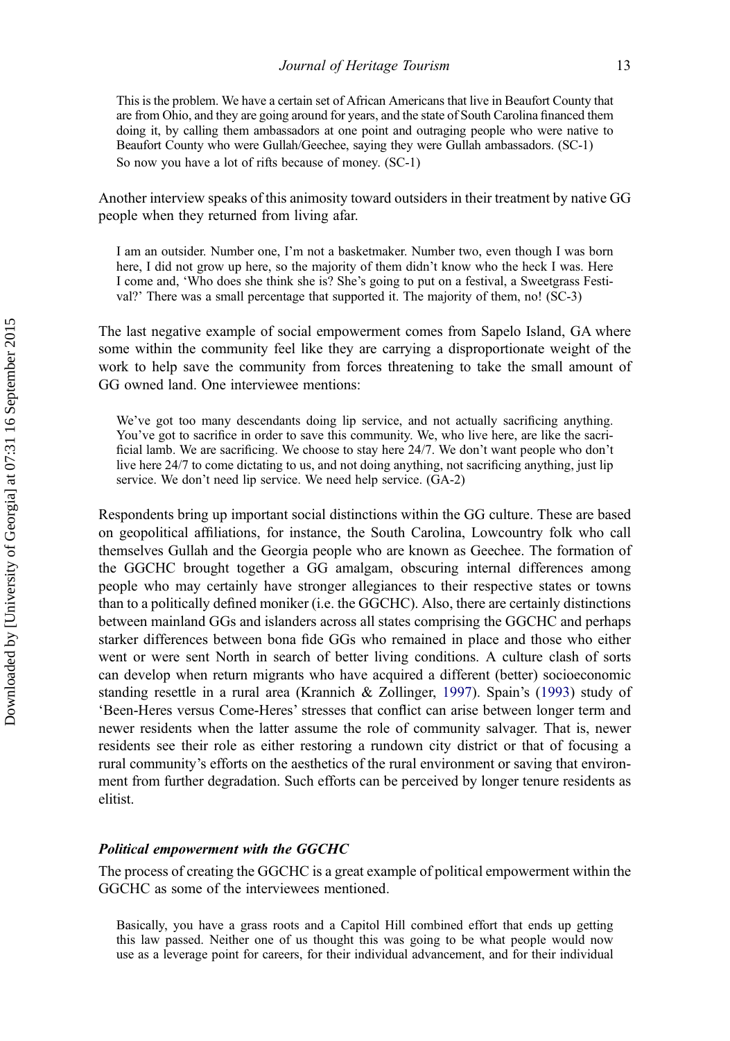> This is the problem. We have a certain set of African Americans that live in Beaufort County that are from Ohio, and they are going around for years, and the state of South Carolina financed them doing it, by calling them ambassadors at one point and outraging people who were native to Beaufort County who were Gullah/Geechee, saying they were Gullah ambassadors. (SC-1)
>
> So now you have a lot of rifts because of money. (SC-1)

Another interview speaks of this animosity toward outsiders in their treatment by native GG people when they returned from living afar.

> I am an outsider. Number one, I'm not a basketmaker. Number two, even though I was born here, I did not grow up here, so the majority of them didn't know who the heck I was. Here I come and, 'Who does she think she is? She's going to put on a festival, a Sweetgrass Festival?' There was a small percentage that supported it. The majority of them, no! (SC-3)

The last negative example of social empowerment comes from Sapelo Island, GA where some within the community feel like they are carrying a disproportionate weight of the work to help save the community from forces threatening to take the small amount of GG owned land. One interviewee mentions:

> We've got too many descendants doing lip service, and not actually sacrificing anything. You've got to sacrifice in order to save this community. We, who live here, are like the sacrificial lamb. We are sacrificing. We choose to stay here 24/7. We don't want people who don't live here 24/7 to come dictating to us, and not doing anything, not sacrificing anything, just lip service. We don't need lip service. We need help service. (GA-2)

Respondents bring up important social distinctions within the GG culture. These are based on geopolitical affiliations, for instance, the South Carolina, Lowcountry folk who call themselves Gullah and the Georgia people who are known as Geechee. The formation of the GGCHC brought together a GG amalgam, obscuring internal differences among people who may certainly have stronger allegiances to their respective states or towns than to a politically defined moniker (i.e. the GGCHC). Also, there are certainly distinctions between mainland GGs and islanders across all states comprising the GGCHC and perhaps starker differences between bona fide GGs who remained in place and those who either went or were sent North in search of better living conditions. A culture clash of sorts can develop when return migrants who have acquired a different (better) socioeconomic standing resettle in a rural area (Krannich & Zollinger, 1997). Spain's (1993) study of 'Been-Heres versus Come-Heres' stresses that conflict can arise between longer term and newer residents when the latter assume the role of community salvager. That is, newer residents see their role as either restoring a rundown city district or that of focusing a rural community's efforts on the aesthetics of the rural environment or saving that environment from further degradation. Such efforts can be perceived by longer tenure residents as elitist.

### *Political empowerment with the GGCHC*

The process of creating the GGCHC is a great example of political empowerment within the GGCHC as some of the interviewees mentioned.

> Basically, you have a grass roots and a Capitol Hill combined effort that ends up getting this law passed. Neither one of us thought this was going to be what people would now use as a leverage point for careers, for their individual advancement, and for their individual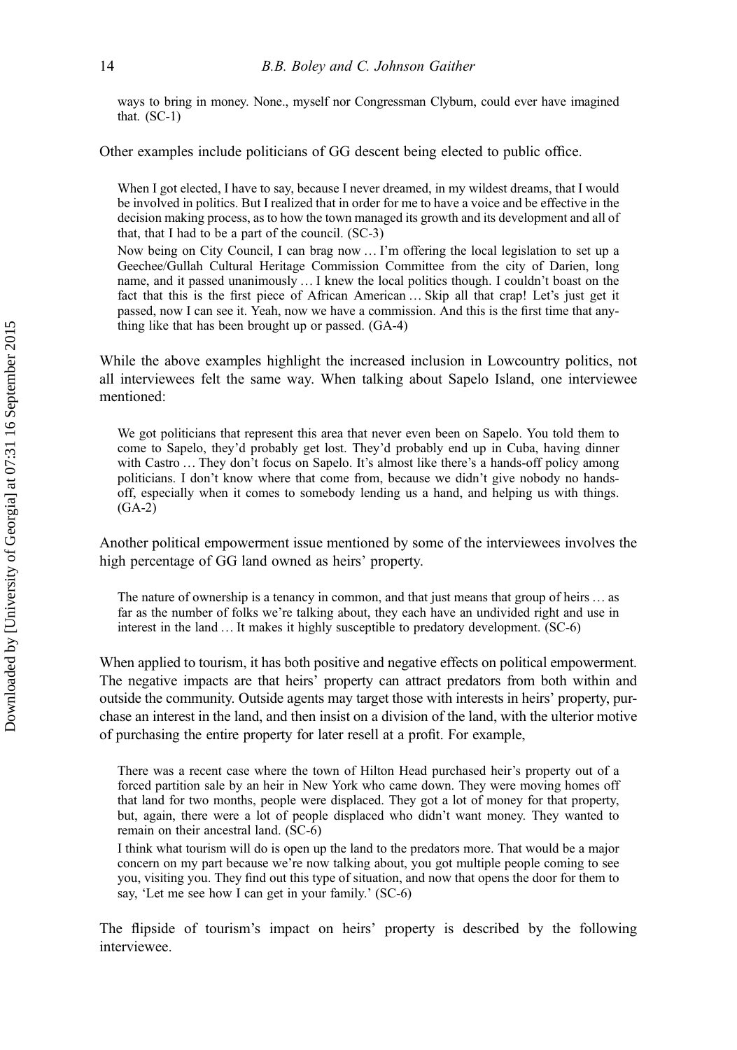ways to bring in money. None., myself nor Congressman Clyburn, could ever have imagined that. (SC-1)

Other examples include politicians of GG descent being elected to public office.

> When I got elected, I have to say, because I never dreamed, in my wildest dreams, that I would be involved in politics. But I realized that in order for me to have a voice and be effective in the decision making process, as to how the town managed its growth and its development and all of that, that I had to be a part of the council. (SC-3)
>
> Now being on City Council, I can brag now … I'm offering the local legislation to set up a Geechee/Gullah Cultural Heritage Commission Committee from the city of Darien, long name, and it passed unanimously … I knew the local politics though. I couldn't boast on the fact that this is the first piece of African American … Skip all that crap! Let's just get it passed, now I can see it. Yeah, now we have a commission. And this is the first time that anything like that has been brought up or passed. (GA-4)

While the above examples highlight the increased inclusion in Lowcountry politics, not all interviewees felt the same way. When talking about Sapelo Island, one interviewee mentioned:

> We got politicians that represent this area that never even been on Sapelo. You told them to come to Sapelo, they'd probably get lost. They'd probably end up in Cuba, having dinner with Castro … They don't focus on Sapelo. It's almost like there's a hands-off policy among politicians. I don't know where that come from, because we didn't give nobody no hands-off, especially when it comes to somebody lending us a hand, and helping us with things. (GA-2)

Another political empowerment issue mentioned by some of the interviewees involves the high percentage of GG land owned as heirs' property.

> The nature of ownership is a tenancy in common, and that just means that group of heirs … as far as the number of folks we're talking about, they each have an undivided right and use in interest in the land … It makes it highly susceptible to predatory development. (SC-6)

When applied to tourism, it has both positive and negative effects on political empowerment. The negative impacts are that heirs' property can attract predators from both within and outside the community. Outside agents may target those with interests in heirs' property, purchase an interest in the land, and then insist on a division of the land, with the ulterior motive of purchasing the entire property for later resell at a profit. For example,

> There was a recent case where the town of Hilton Head purchased heir's property out of a forced partition sale by an heir in New York who came down. They were moving homes off that land for two months, people were displaced. They got a lot of money for that property, but, again, there were a lot of people displaced who didn't want money. They wanted to remain on their ancestral land. (SC-6)
>
> I think what tourism will do is open up the land to the predators more. That would be a major concern on my part because we're now talking about, you got multiple people coming to see you, visiting you. They find out this type of situation, and now that opens the door for them to say, 'Let me see how I can get in your family.' (SC-6)

The flipside of tourism's impact on heirs' property is described by the following interviewee.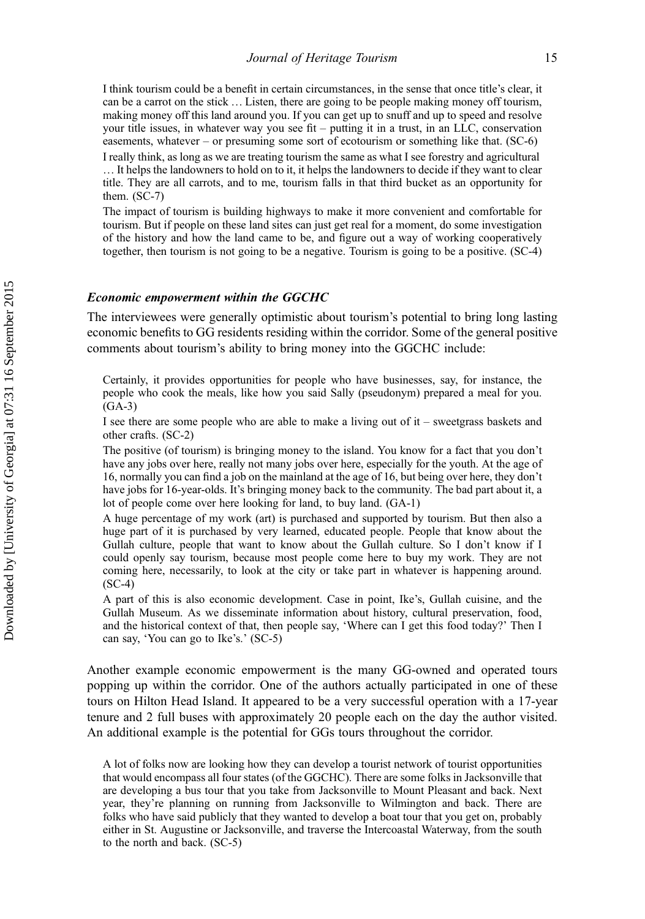I think tourism could be a benefit in certain circumstances, in the sense that once title's clear, it can be a carrot on the stick … Listen, there are going to be people making money off tourism, making money off this land around you. If you can get up to snuff and up to speed and resolve your title issues, in whatever way you see fit – putting it in a trust, in an LLC, conservation easements, whatever – or presuming some sort of ecotourism or something like that. (SC-6)

I really think, as long as we are treating tourism the same as what I see forestry and agricultural … It helps the landowners to hold on to it, it helps the landowners to decide if they want to clear title. They are all carrots, and to me, tourism falls in that third bucket as an opportunity for them. (SC-7)

The impact of tourism is building highways to make it more convenient and comfortable for tourism. But if people on these land sites can just get real for a moment, do some investigation of the history and how the land came to be, and figure out a way of working cooperatively together, then tourism is not going to be a negative. Tourism is going to be a positive. (SC-4)

### *Economic empowerment within the GGCHC*

The interviewees were generally optimistic about tourism's potential to bring long lasting economic benefits to GG residents residing within the corridor. Some of the general positive comments about tourism's ability to bring money into the GGCHC include:

Certainly, it provides opportunities for people who have businesses, say, for instance, the people who cook the meals, like how you said Sally (pseudonym) prepared a meal for you. (GA-3)

I see there are some people who are able to make a living out of it – sweetgrass baskets and other crafts. (SC-2)

The positive (of tourism) is bringing money to the island. You know for a fact that you don't have any jobs over here, really not many jobs over here, especially for the youth. At the age of 16, normally you can find a job on the mainland at the age of 16, but being over here, they don't have jobs for 16-year-olds. It's bringing money back to the community. The bad part about it, a lot of people come over here looking for land, to buy land. (GA-1)

A huge percentage of my work (art) is purchased and supported by tourism. But then also a huge part of it is purchased by very learned, educated people. People that know about the Gullah culture, people that want to know about the Gullah culture. So I don't know if I could openly say tourism, because most people come here to buy my work. They are not coming here, necessarily, to look at the city or take part in whatever is happening around. (SC-4)

A part of this is also economic development. Case in point, Ike's, Gullah cuisine, and the Gullah Museum. As we disseminate information about history, cultural preservation, food, and the historical context of that, then people say, 'Where can I get this food today?' Then I can say, 'You can go to Ike's.' (SC-5)

Another example economic empowerment is the many GG-owned and operated tours popping up within the corridor. One of the authors actually participated in one of these tours on Hilton Head Island. It appeared to be a very successful operation with a 17-year tenure and 2 full buses with approximately 20 people each on the day the author visited. An additional example is the potential for GGs tours throughout the corridor.

A lot of folks now are looking how they can develop a tourist network of tourist opportunities that would encompass all four states (of the GGCHC). There are some folks in Jacksonville that are developing a bus tour that you take from Jacksonville to Mount Pleasant and back. Next year, they're planning on running from Jacksonville to Wilmington and back. There are folks who have said publicly that they wanted to develop a boat tour that you get on, probably either in St. Augustine or Jacksonville, and traverse the Intercoastal Waterway, from the south to the north and back. (SC-5)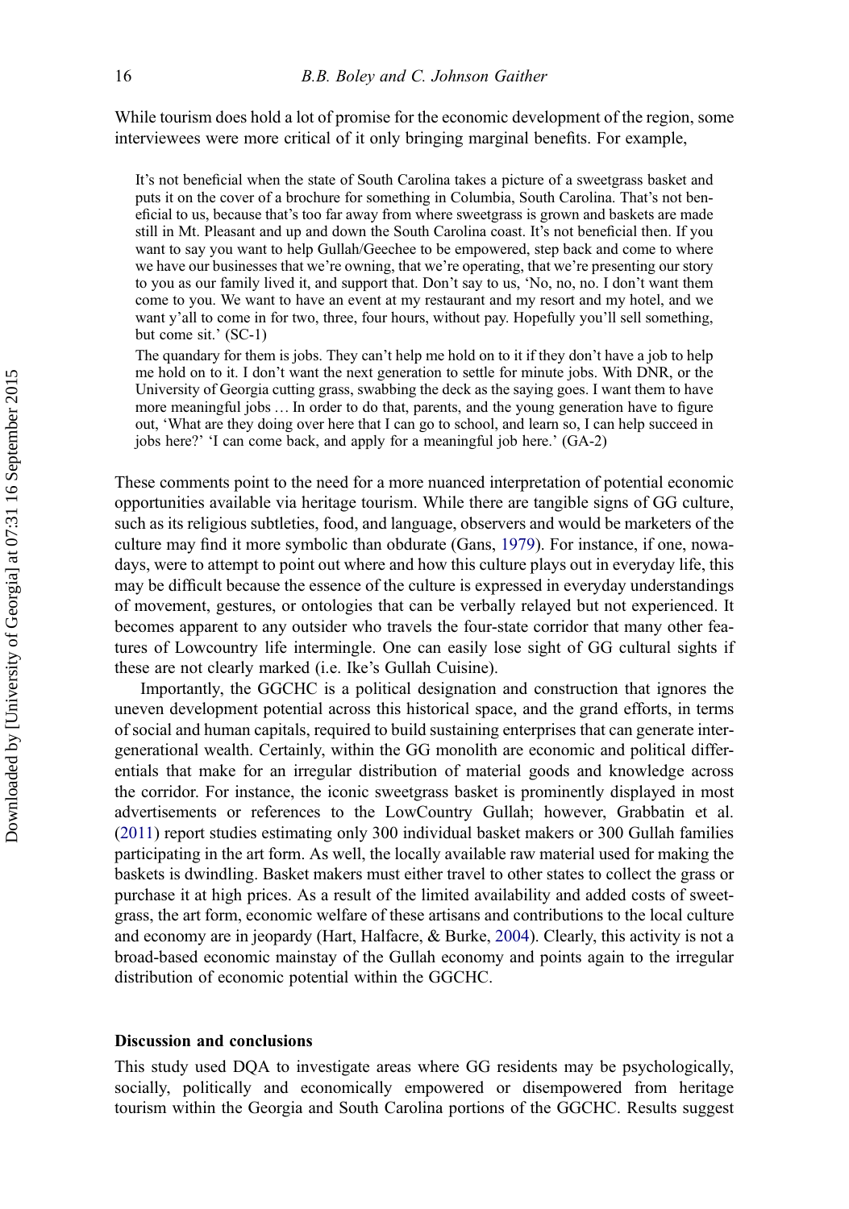While tourism does hold a lot of promise for the economic development of the region, some interviewees were more critical of it only bringing marginal benefits. For example,

> It's not beneficial when the state of South Carolina takes a picture of a sweetgrass basket and puts it on the cover of a brochure for something in Columbia, South Carolina. That's not beneficial to us, because that's too far away from where sweetgrass is grown and baskets are made still in Mt. Pleasant and up and down the South Carolina coast. It's not beneficial then. If you want to say you want to help Gullah/Geechee to be empowered, step back and come to where we have our businesses that we're owning, that we're operating, that we're presenting our story to you as our family lived it, and support that. Don't say to us, 'No, no, no. I don't want them come to you. We want to have an event at my restaurant and my resort and my hotel, and we want y'all to come in for two, three, four hours, without pay. Hopefully you'll sell something, but come sit.' (SC-1)
>
> The quandary for them is jobs. They can't help me hold on to it if they don't have a job to help me hold on to it. I don't want the next generation to settle for minute jobs. With DNR, or the University of Georgia cutting grass, swabbing the deck as the saying goes. I want them to have more meaningful jobs … In order to do that, parents, and the young generation have to figure out, 'What are they doing over here that I can go to school, and learn so, I can help succeed in jobs here?' 'I can come back, and apply for a meaningful job here.' (GA-2)

These comments point to the need for a more nuanced interpretation of potential economic opportunities available via heritage tourism. While there are tangible signs of GG culture, such as its religious subtleties, food, and language, observers and would be marketers of the culture may find it more symbolic than obdurate (Gans, 1979). For instance, if one, nowadays, were to attempt to point out where and how this culture plays out in everyday life, this may be difficult because the essence of the culture is expressed in everyday understandings of movement, gestures, or ontologies that can be verbally relayed but not experienced. It becomes apparent to any outsider who travels the four-state corridor that many other features of Lowcountry life intermingle. One can easily lose sight of GG cultural sights if these are not clearly marked (i.e. Ike's Gullah Cuisine).

Importantly, the GGCHC is a political designation and construction that ignores the uneven development potential across this historical space, and the grand efforts, in terms of social and human capitals, required to build sustaining enterprises that can generate intergenerational wealth. Certainly, within the GG monolith are economic and political differentials that make for an irregular distribution of material goods and knowledge across the corridor. For instance, the iconic sweetgrass basket is prominently displayed in most advertisements or references to the LowCountry Gullah; however, Grabbatin et al. (2011) report studies estimating only 300 individual basket makers or 300 Gullah families participating in the art form. As well, the locally available raw material used for making the baskets is dwindling. Basket makers must either travel to other states to collect the grass or purchase it at high prices. As a result of the limited availability and added costs of sweetgrass, the art form, economic welfare of these artisans and contributions to the local culture and economy are in jeopardy (Hart, Halfacre, & Burke, 2004). Clearly, this activity is not a broad-based economic mainstay of the Gullah economy and points again to the irregular distribution of economic potential within the GGCHC.

## Discussion and conclusions

This study used DQA to investigate areas where GG residents may be psychologically, socially, politically and economically empowered or disempowered from heritage tourism within the Georgia and South Carolina portions of the GGCHC. Results suggest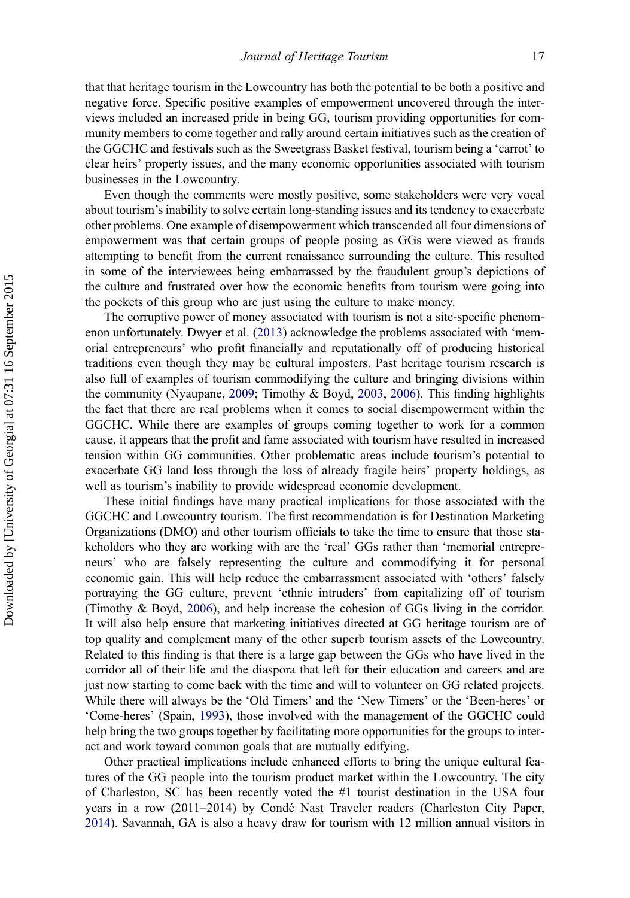that that heritage tourism in the Lowcountry has both the potential to be both a positive and negative force. Specific positive examples of empowerment uncovered through the interviews included an increased pride in being GG, tourism providing opportunities for community members to come together and rally around certain initiatives such as the creation of the GGCHC and festivals such as the Sweetgrass Basket festival, tourism being a 'carrot' to clear heirs' property issues, and the many economic opportunities associated with tourism businesses in the Lowcountry.

Even though the comments were mostly positive, some stakeholders were very vocal about tourism's inability to solve certain long-standing issues and its tendency to exacerbate other problems. One example of disempowerment which transcended all four dimensions of empowerment was that certain groups of people posing as GGs were viewed as frauds attempting to benefit from the current renaissance surrounding the culture. This resulted in some of the interviewees being embarrassed by the fraudulent group's depictions of the culture and frustrated over how the economic benefits from tourism were going into the pockets of this group who are just using the culture to make money.

The corruptive power of money associated with tourism is not a site-specific phenomenon unfortunately. Dwyer et al. (2013) acknowledge the problems associated with 'memorial entrepreneurs' who profit financially and reputationally off of producing historical traditions even though they may be cultural imposters. Past heritage tourism research is also full of examples of tourism commodifying the culture and bringing divisions within the community (Nyaupane, 2009; Timothy & Boyd, 2003, 2006). This finding highlights the fact that there are real problems when it comes to social disempowerment within the GGCHC. While there are examples of groups coming together to work for a common cause, it appears that the profit and fame associated with tourism have resulted in increased tension within GG communities. Other problematic areas include tourism's potential to exacerbate GG land loss through the loss of already fragile heirs' property holdings, as well as tourism's inability to provide widespread economic development.

These initial findings have many practical implications for those associated with the GGCHC and Lowcountry tourism. The first recommendation is for Destination Marketing Organizations (DMO) and other tourism officials to take the time to ensure that those stakeholders who they are working with are the 'real' GGs rather than 'memorial entrepreneurs' who are falsely representing the culture and commodifying it for personal economic gain. This will help reduce the embarrassment associated with 'others' falsely portraying the GG culture, prevent 'ethnic intruders' from capitalizing off of tourism (Timothy & Boyd, 2006), and help increase the cohesion of GGs living in the corridor. It will also help ensure that marketing initiatives directed at GG heritage tourism are of top quality and complement many of the other superb tourism assets of the Lowcountry. Related to this finding is that there is a large gap between the GGs who have lived in the corridor all of their life and the diaspora that left for their education and careers and are just now starting to come back with the time and will to volunteer on GG related projects. While there will always be the 'Old Timers' and the 'New Timers' or the 'Been-heres' or 'Come-heres' (Spain, 1993), those involved with the management of the GGCHC could help bring the two groups together by facilitating more opportunities for the groups to interact and work toward common goals that are mutually edifying.

Other practical implications include enhanced efforts to bring the unique cultural features of the GG people into the tourism product market within the Lowcountry. The city of Charleston, SC has been recently voted the #1 tourist destination in the USA four years in a row (2011–2014) by Condé Nast Traveler readers (Charleston City Paper, 2014). Savannah, GA is also a heavy draw for tourism with 12 million annual visitors in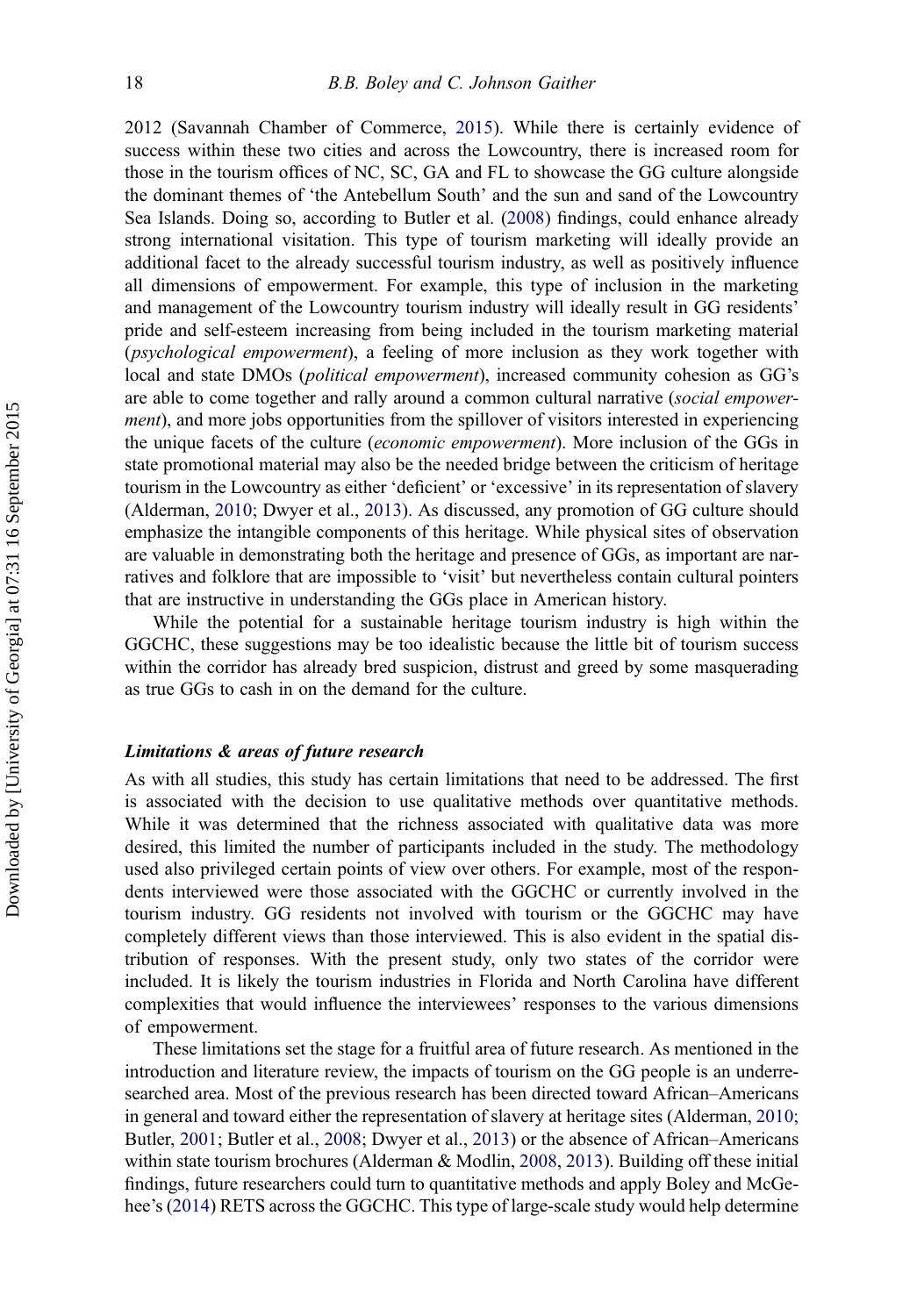2012 (Savannah Chamber of Commerce, 2015). While there is certainly evidence of success within these two cities and across the Lowcountry, there is increased room for those in the tourism offices of NC, SC, GA and FL to showcase the GG culture alongside the dominant themes of 'the Antebellum South' and the sun and sand of the Lowcountry Sea Islands. Doing so, according to Butler et al. (2008) findings, could enhance already strong international visitation. This type of tourism marketing will ideally provide an additional facet to the already successful tourism industry, as well as positively influence all dimensions of empowerment. For example, this type of inclusion in the marketing and management of the Lowcountry tourism industry will ideally result in GG residents' pride and self-esteem increasing from being included in the tourism marketing material (*psychological empowerment*), a feeling of more inclusion as they work together with local and state DMOs (*political empowerment*), increased community cohesion as GG's are able to come together and rally around a common cultural narrative (*social empowerment*), and more jobs opportunities from the spillover of visitors interested in experiencing the unique facets of the culture (*economic empowerment*). More inclusion of the GGs in state promotional material may also be the needed bridge between the criticism of heritage tourism in the Lowcountry as either 'deficient' or 'excessive' in its representation of slavery (Alderman, 2010; Dwyer et al., 2013). As discussed, any promotion of GG culture should emphasize the intangible components of this heritage. While physical sites of observation are valuable in demonstrating both the heritage and presence of GGs, as important are narratives and folklore that are impossible to 'visit' but nevertheless contain cultural pointers that are instructive in understanding the GGs place in American history.

While the potential for a sustainable heritage tourism industry is high within the GGCHC, these suggestions may be too idealistic because the little bit of tourism success within the corridor has already bred suspicion, distrust and greed by some masquerading as true GGs to cash in on the demand for the culture.

### *Limitations & areas of future research*

As with all studies, this study has certain limitations that need to be addressed. The first is associated with the decision to use qualitative methods over quantitative methods. While it was determined that the richness associated with qualitative data was more desired, this limited the number of participants included in the study. The methodology used also privileged certain points of view over others. For example, most of the respondents interviewed were those associated with the GGCHC or currently involved in the tourism industry. GG residents not involved with tourism or the GGCHC may have completely different views than those interviewed. This is also evident in the spatial distribution of responses. With the present study, only two states of the corridor were included. It is likely the tourism industries in Florida and North Carolina have different complexities that would influence the interviewees' responses to the various dimensions of empowerment.

These limitations set the stage for a fruitful area of future research. As mentioned in the introduction and literature review, the impacts of tourism on the GG people is an underresearched area. Most of the previous research has been directed toward African–Americans in general and toward either the representation of slavery at heritage sites (Alderman, 2010; Butler, 2001; Butler et al., 2008; Dwyer et al., 2013) or the absence of African–Americans within state tourism brochures (Alderman & Modlin, 2008, 2013). Building off these initial findings, future researchers could turn to quantitative methods and apply Boley and McGehee's (2014) RETS across the GGCHC. This type of large-scale study would help determine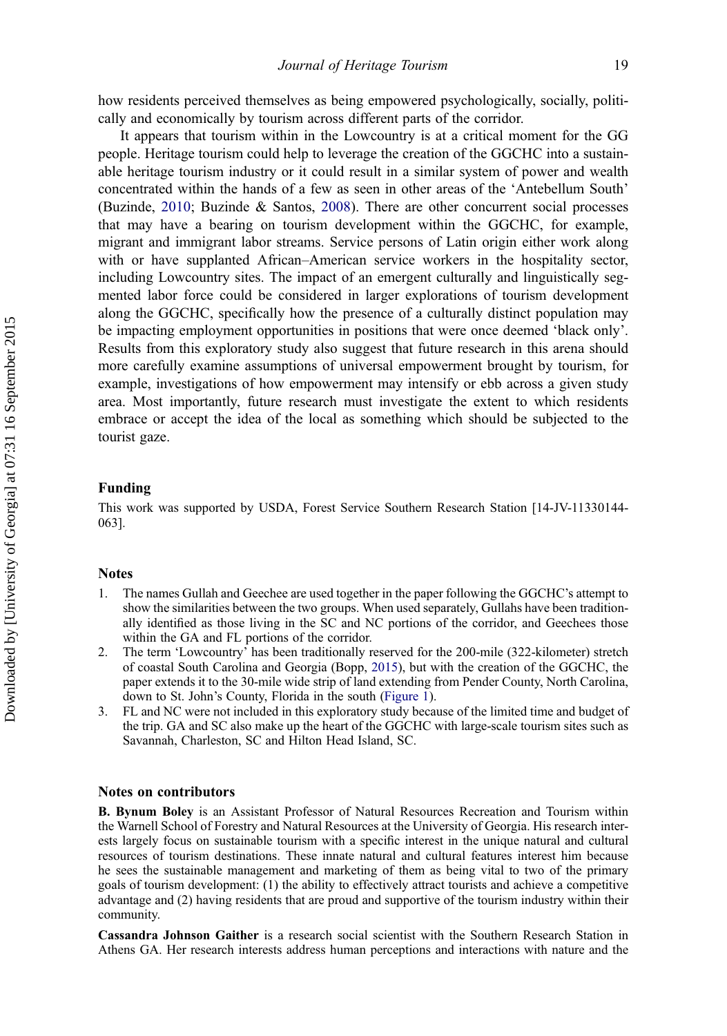how residents perceived themselves as being empowered psychologically, socially, politically and economically by tourism across different parts of the corridor.

It appears that tourism within in the Lowcountry is at a critical moment for the GG people. Heritage tourism could help to leverage the creation of the GGCHC into a sustainable heritage tourism industry or it could result in a similar system of power and wealth concentrated within the hands of a few as seen in other areas of the 'Antebellum South' (Buzinde, 2010; Buzinde & Santos, 2008). There are other concurrent social processes that may have a bearing on tourism development within the GGCHC, for example, migrant and immigrant labor streams. Service persons of Latin origin either work along with or have supplanted African–American service workers in the hospitality sector, including Lowcountry sites. The impact of an emergent culturally and linguistically segmented labor force could be considered in larger explorations of tourism development along the GGCHC, specifically how the presence of a culturally distinct population may be impacting employment opportunities in positions that were once deemed 'black only'. Results from this exploratory study also suggest that future research in this arena should more carefully examine assumptions of universal empowerment brought by tourism, for example, investigations of how empowerment may intensify or ebb across a given study area. Most importantly, future research must investigate the extent to which residents embrace or accept the idea of the local as something which should be subjected to the tourist gaze.

## Funding

This work was supported by USDA, Forest Service Southern Research Station [14-JV-11330144-063].

## Notes

1. The names Gullah and Geechee are used together in the paper following the GGCHC's attempt to show the similarities between the two groups. When used separately, Gullahs have been traditionally identified as those living in the SC and NC portions of the corridor, and Geechees those within the GA and FL portions of the corridor.
2. The term 'Lowcountry' has been traditionally reserved for the 200-mile (322-kilometer) stretch of coastal South Carolina and Georgia (Bopp, 2015), but with the creation of the GGCHC, the paper extends it to the 30-mile wide strip of land extending from Pender County, North Carolina, down to St. John's County, Florida in the south (Figure 1).
3. FL and NC were not included in this exploratory study because of the limited time and budget of the trip. GA and SC also make up the heart of the GGCHC with large-scale tourism sites such as Savannah, Charleston, SC and Hilton Head Island, SC.

## Notes on contributors

**B. Bynum Boley** is an Assistant Professor of Natural Resources Recreation and Tourism within the Warnell School of Forestry and Natural Resources at the University of Georgia. His research interests largely focus on sustainable tourism with a specific interest in the unique natural and cultural resources of tourism destinations. These innate natural and cultural features interest him because he sees the sustainable management and marketing of them as being vital to two of the primary goals of tourism development: (1) the ability to effectively attract tourists and achieve a competitive advantage and (2) having residents that are proud and supportive of the tourism industry within their community.

**Cassandra Johnson Gaither** is a research social scientist with the Southern Research Station in Athens GA. Her research interests address human perceptions and interactions with nature and the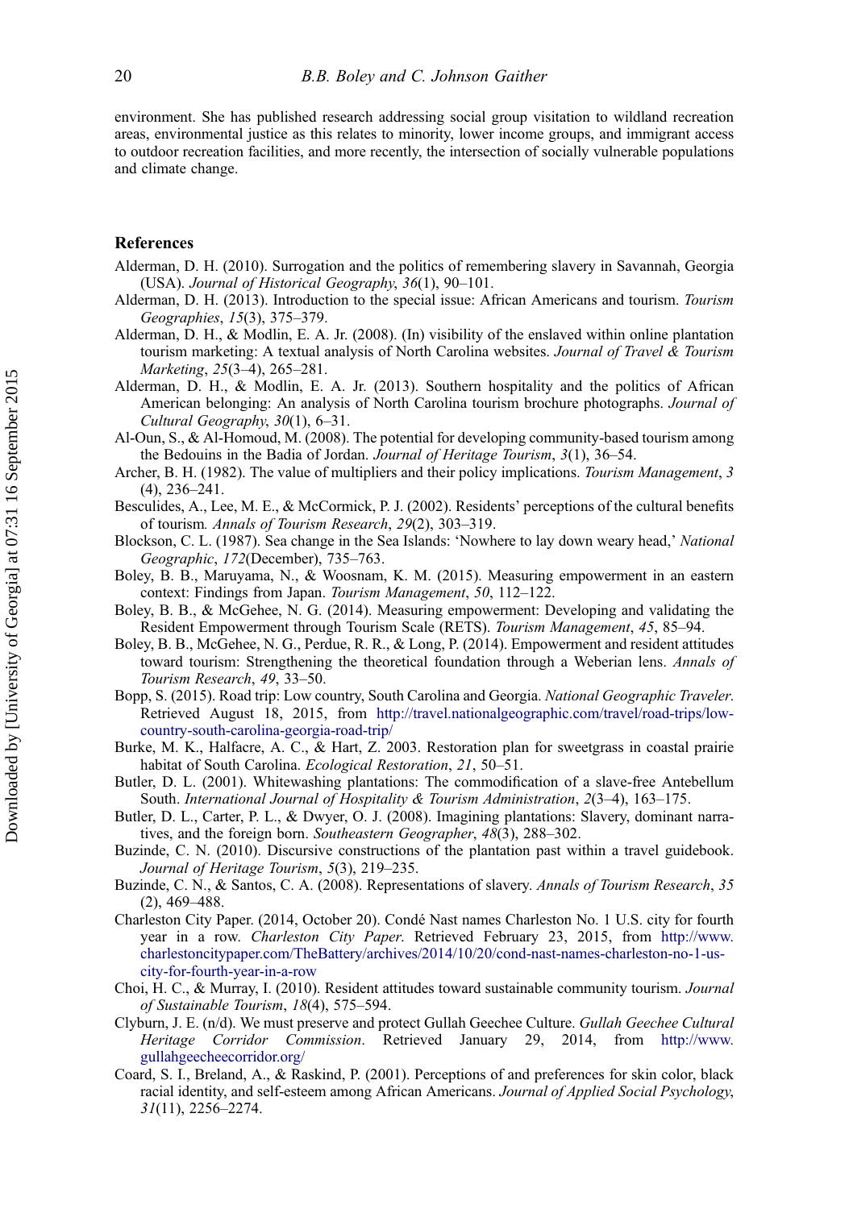environment. She has published research addressing social group visitation to wildland recreation areas, environmental justice as this relates to minority, lower income groups, and immigrant access to outdoor recreation facilities, and more recently, the intersection of socially vulnerable populations and climate change.

## References

Alderman, D. H. (2010). Surrogation and the politics of remembering slavery in Savannah, Georgia (USA). *Journal of Historical Geography*, *36*(1), 90–101.

Alderman, D. H. (2013). Introduction to the special issue: African Americans and tourism. *Tourism Geographies*, *15*(3), 375–379.

Alderman, D. H., & Modlin, E. A. Jr. (2008). (In) visibility of the enslaved within online plantation tourism marketing: A textual analysis of North Carolina websites. *Journal of Travel & Tourism Marketing*, *25*(3–4), 265–281.

Alderman, D. H., & Modlin, E. A. Jr. (2013). Southern hospitality and the politics of African American belonging: An analysis of North Carolina tourism brochure photographs. *Journal of Cultural Geography*, *30*(1), 6–31.

Al-Oun, S., & Al-Homoud, M. (2008). The potential for developing community-based tourism among the Bedouins in the Badia of Jordan. *Journal of Heritage Tourism*, *3*(1), 36–54.

Archer, B. H. (1982). The value of multipliers and their policy implications. *Tourism Management*, *3* (4), 236–241.

Besculides, A., Lee, M. E., & McCormick, P. J. (2002). Residents' perceptions of the cultural benefits of tourism. *Annals of Tourism Research*, *29*(2), 303–319.

Blockson, C. L. (1987). Sea change in the Sea Islands: 'Nowhere to lay down weary head,' *National Geographic*, *172*(December), 735–763.

Boley, B. B., Maruyama, N., & Woosnam, K. M. (2015). Measuring empowerment in an eastern context: Findings from Japan. *Tourism Management*, *50*, 112–122.

Boley, B. B., & McGehee, N. G. (2014). Measuring empowerment: Developing and validating the Resident Empowerment through Tourism Scale (RETS). *Tourism Management*, *45*, 85–94.

Boley, B. B., McGehee, N. G., Perdue, R. R., & Long, P. (2014). Empowerment and resident attitudes toward tourism: Strengthening the theoretical foundation through a Weberian lens. *Annals of Tourism Research*, *49*, 33–50.

Bopp, S. (2015). Road trip: Low country, South Carolina and Georgia. *National Geographic Traveler*. Retrieved August 18, 2015, from http://travel.nationalgeographic.com/travel/road-trips/low-country-south-carolina-georgia-road-trip/

Burke, M. K., Halfacre, A. C., & Hart, Z. 2003. Restoration plan for sweetgrass in coastal prairie habitat of South Carolina. *Ecological Restoration*, *21*, 50–51.

Butler, D. L. (2001). Whitewashing plantations: The commodification of a slave-free Antebellum South. *International Journal of Hospitality & Tourism Administration*, *2*(3–4), 163–175.

Butler, D. L., Carter, P. L., & Dwyer, O. J. (2008). Imagining plantations: Slavery, dominant narratives, and the foreign born. *Southeastern Geographer*, *48*(3), 288–302.

Buzinde, C. N. (2010). Discursive constructions of the plantation past within a travel guidebook. *Journal of Heritage Tourism*, *5*(3), 219–235.

Buzinde, C. N., & Santos, C. A. (2008). Representations of slavery. *Annals of Tourism Research*, *35* (2), 469–488.

Charleston City Paper. (2014, October 20). Condé Nast names Charleston No. 1 U.S. city for fourth year in a row. *Charleston City Paper*. Retrieved February 23, 2015, from http://www.charlestoncitypaper.com/TheBattery/archives/2014/10/20/cond-nast-names-charleston-no-1-us-city-for-fourth-year-in-a-row

Choi, H. C., & Murray, I. (2010). Resident attitudes toward sustainable community tourism. *Journal of Sustainable Tourism*, *18*(4), 575–594.

Clyburn, J. E. (n/d). We must preserve and protect Gullah Geechee Culture. *Gullah Geechee Cultural Heritage Corridor Commission*. Retrieved January 29, 2014, from http://www.gullahgeecheecorridor.org/

Coard, S. I., Breland, A., & Raskind, P. (2001). Perceptions of and preferences for skin color, black racial identity, and self-esteem among African Americans. *Journal of Applied Social Psychology*, *31*(11), 2256–2274.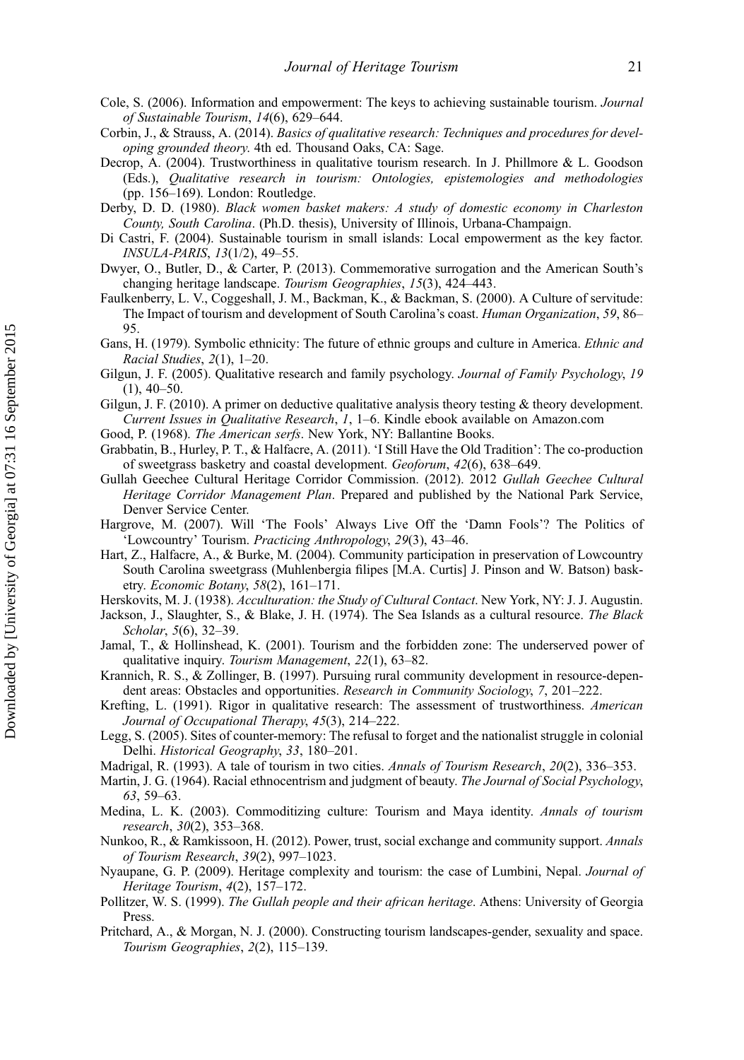Cole, S. (2006). Information and empowerment: The keys to achieving sustainable tourism. *Journal of Sustainable Tourism*, *14*(6), 629–644.

Corbin, J., & Strauss, A. (2014). *Basics of qualitative research: Techniques and procedures for developing grounded theory*. 4th ed. Thousand Oaks, CA: Sage.

Decrop, A. (2004). Trustworthiness in qualitative tourism research. In J. Phillmore & L. Goodson (Eds.), *Qualitative research in tourism: Ontologies, epistemologies and methodologies* (pp. 156–169). London: Routledge.

Derby, D. D. (1980). *Black women basket makers: A study of domestic economy in Charleston County, South Carolina*. (Ph.D. thesis), University of Illinois, Urbana-Champaign.

Di Castri, F. (2004). Sustainable tourism in small islands: Local empowerment as the key factor. *INSULA-PARIS*, *13*(1/2), 49–55.

Dwyer, O., Butler, D., & Carter, P. (2013). Commemorative surrogation and the American South's changing heritage landscape. *Tourism Geographies*, *15*(3), 424–443.

Faulkenberry, L. V., Coggeshall, J. M., Backman, K., & Backman, S. (2000). A Culture of servitude: The Impact of tourism and development of South Carolina's coast. *Human Organization*, *59*, 86–95.

Gans, H. (1979). Symbolic ethnicity: The future of ethnic groups and culture in America. *Ethnic and Racial Studies*, *2*(1), 1–20.

Gilgun, J. F. (2005). Qualitative research and family psychology. *Journal of Family Psychology*, *19* (1), 40–50.

Gilgun, J. F. (2010). A primer on deductive qualitative analysis theory testing & theory development. *Current Issues in Qualitative Research*, *1*, 1–6. Kindle ebook available on Amazon.com

Good, P. (1968). *The American serfs*. New York, NY: Ballantine Books.

Grabbatin, B., Hurley, P. T., & Halfacre, A. (2011). 'I Still Have the Old Tradition': The co-production of sweetgrass basketry and coastal development. *Geoforum*, *42*(6), 638–649.

Gullah Geechee Cultural Heritage Corridor Commission. (2012). 2012 *Gullah Geechee Cultural Heritage Corridor Management Plan*. Prepared and published by the National Park Service, Denver Service Center.

Hargrove, M. (2007). Will 'The Fools' Always Live Off the 'Damn Fools'? The Politics of 'Lowcountry' Tourism. *Practicing Anthropology*, *29*(3), 43–46.

Hart, Z., Halfacre, A., & Burke, M. (2004). Community participation in preservation of Lowcountry South Carolina sweetgrass (Muhlenbergia filipes [M.A. Curtis] J. Pinson and W. Batson) basketry. *Economic Botany*, *58*(2), 161–171.

Herskovits, M. J. (1938). *Acculturation: the Study of Cultural Contact*. New York, NY: J. J. Augustin.

Jackson, J., Slaughter, S., & Blake, J. H. (1974). The Sea Islands as a cultural resource. *The Black Scholar*, *5*(6), 32–39.

Jamal, T., & Hollinshead, K. (2001). Tourism and the forbidden zone: The underserved power of qualitative inquiry. *Tourism Management*, *22*(1), 63–82.

Krannich, R. S., & Zollinger, B. (1997). Pursuing rural community development in resource-dependent areas: Obstacles and opportunities. *Research in Community Sociology*, *7*, 201–222.

Krefting, L. (1991). Rigor in qualitative research: The assessment of trustworthiness. *American Journal of Occupational Therapy*, *45*(3), 214–222.

Legg, S. (2005). Sites of counter-memory: The refusal to forget and the nationalist struggle in colonial Delhi. *Historical Geography*, *33*, 180–201.

Madrigal, R. (1993). A tale of tourism in two cities. *Annals of Tourism Research*, *20*(2), 336–353.

Martin, J. G. (1964). Racial ethnocentrism and judgment of beauty. *The Journal of Social Psychology*, *63*, 59–63.

Medina, L. K. (2003). Commoditizing culture: Tourism and Maya identity. *Annals of tourism research*, *30*(2), 353–368.

Nunkoo, R., & Ramkissoon, H. (2012). Power, trust, social exchange and community support. *Annals of Tourism Research*, *39*(2), 997–1023.

Nyaupane, G. P. (2009). Heritage complexity and tourism: the case of Lumbini, Nepal. *Journal of Heritage Tourism*, *4*(2), 157–172.

Pollitzer, W. S. (1999). *The Gullah people and their african heritage*. Athens: University of Georgia Press.

Pritchard, A., & Morgan, N. J. (2000). Constructing tourism landscapes-gender, sexuality and space. *Tourism Geographies*, *2*(2), 115–139.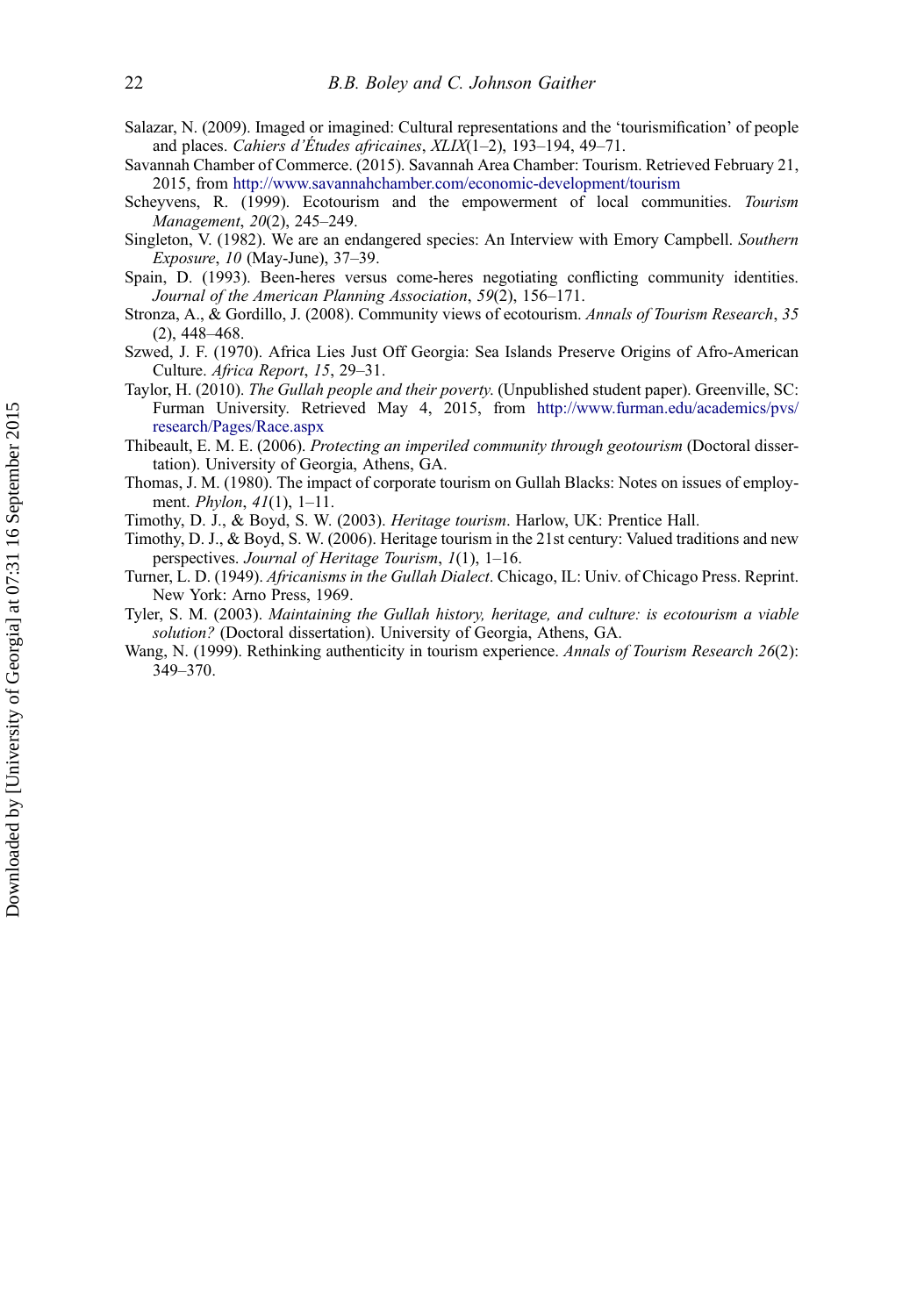Salazar, N. (2009). Imaged or imagined: Cultural representations and the 'tourismification' of people and places. *Cahiers d'Études africaines*, *XLIX*(1–2), 193–194, 49–71.

Savannah Chamber of Commerce. (2015). Savannah Area Chamber: Tourism. Retrieved February 21, 2015, from http://www.savannahchamber.com/economic-development/tourism

Scheyvens, R. (1999). Ecotourism and the empowerment of local communities. *Tourism Management*, *20*(2), 245–249.

Singleton, V. (1982). We are an endangered species: An Interview with Emory Campbell. *Southern Exposure*, *10* (May-June), 37–39.

Spain, D. (1993). Been-heres versus come-heres negotiating conflicting community identities. *Journal of the American Planning Association*, *59*(2), 156–171.

Stronza, A., & Gordillo, J. (2008). Community views of ecotourism. *Annals of Tourism Research*, *35* (2), 448–468.

Szwed, J. F. (1970). Africa Lies Just Off Georgia: Sea Islands Preserve Origins of Afro-American Culture. *Africa Report*, *15*, 29–31.

Taylor, H. (2010). *The Gullah people and their poverty.* (Unpublished student paper). Greenville, SC: Furman University. Retrieved May 4, 2015, from http://www.furman.edu/academics/pvs/research/Pages/Race.aspx

Thibeault, E. M. E. (2006). *Protecting an imperiled community through geotourism* (Doctoral dissertation). University of Georgia, Athens, GA.

Thomas, J. M. (1980). The impact of corporate tourism on Gullah Blacks: Notes on issues of employment. *Phylon*, *41*(1), 1–11.

Timothy, D. J., & Boyd, S. W. (2003). *Heritage tourism*. Harlow, UK: Prentice Hall.

Timothy, D. J., & Boyd, S. W. (2006). Heritage tourism in the 21st century: Valued traditions and new perspectives. *Journal of Heritage Tourism*, *1*(1), 1–16.

Turner, L. D. (1949). *Africanisms in the Gullah Dialect*. Chicago, IL: Univ. of Chicago Press. Reprint. New York: Arno Press, 1969.

Tyler, S. M. (2003). *Maintaining the Gullah history, heritage, and culture: is ecotourism a viable solution?* (Doctoral dissertation). University of Georgia, Athens, GA.

Wang, N. (1999). Rethinking authenticity in tourism experience. *Annals of Tourism Research 26*(2): 349–370.